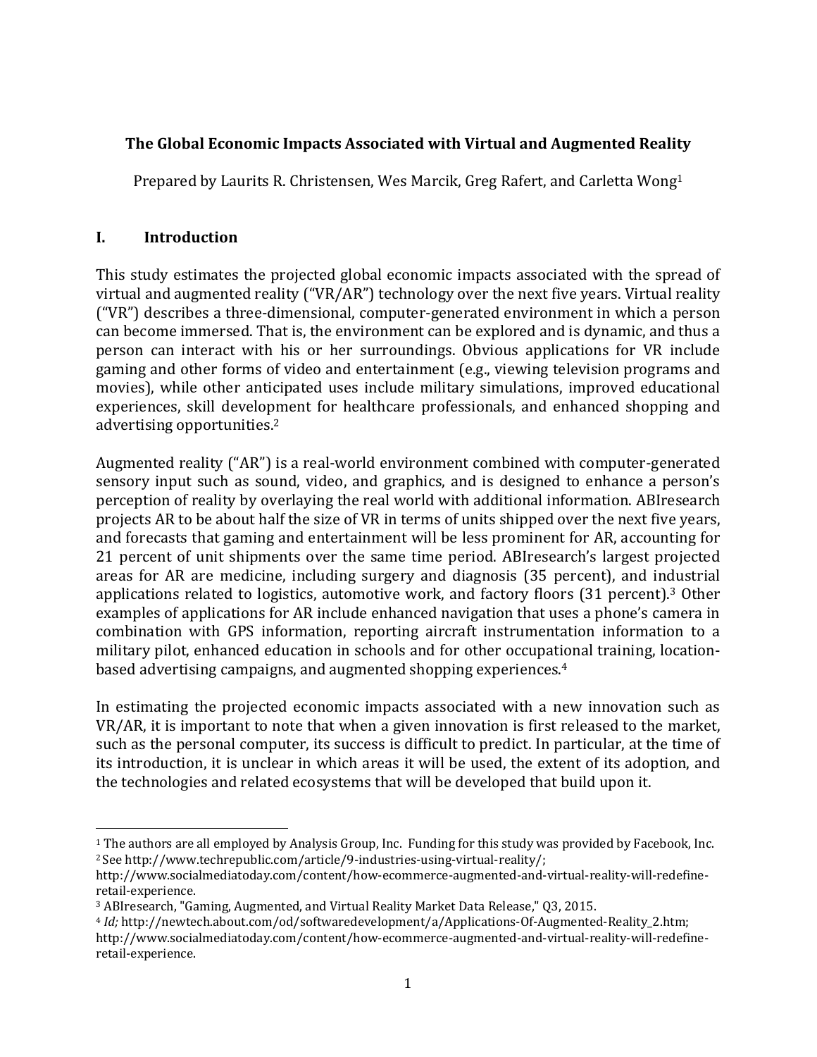# The Global Economic Impacts Associated with Virtual and Augmented Reality

Prepared by Laurits R. Christensen, Wes Marcik, Greg Rafert, and Carletta Wong[1]

## I. Introduction

This study estimates the projected global economic impacts associated with the spread of virtual and augmented reality ("VR/AR") technology over the next five years. Virtual reality ("VR") describes a three-dimensional, computer-generated environment in which a person can become immersed. That is, the environment can be explored and is dynamic, and thus a person can interact with his or her surroundings. Obvious applications for VR include gaming and other forms of video and entertainment (e.g., viewing television programs and movies), while other anticipated uses include military simulations, improved educational experiences, skill development for healthcare professionals, and enhanced shopping and advertising opportunities.[2]

Augmented reality ("AR") is a real-world environment combined with computer-generated sensory input such as sound, video, and graphics, and is designed to enhance a person's perception of reality by overlaying the real world with additional information. ABIresearch projects AR to be about half the size of VR in terms of units shipped over the next five years, and forecasts that gaming and entertainment will be less prominent for AR, accounting for 21 percent of unit shipments over the same time period. ABIresearch's largest projected areas for AR are medicine, including surgery and diagnosis (35 percent), and industrial applications related to logistics, automotive work, and factory floors (31 percent).[3] Other examples of applications for AR include enhanced navigation that uses a phone's camera in combination with GPS information, reporting aircraft instrumentation information to a military pilot, enhanced education in schools and for other occupational training, location-based advertising campaigns, and augmented shopping experiences.[4]

In estimating the projected economic impacts associated with a new innovation such as VR/AR, it is important to note that when a given innovation is first released to the market, such as the personal computer, its success is difficult to predict. In particular, at the time of its introduction, it is unclear in which areas it will be used, the extent of its adoption, and the technologies and related ecosystems that will be developed that build upon it.

---

[1] The authors are all employed by Analysis Group, Inc. Funding for this study was provided by Facebook, Inc.

[2] See http://www.techrepublic.com/article/9-industries-using-virtual-reality/; http://www.socialmediatoday.com/content/how-ecommerce-augmented-and-virtual-reality-will-redefine-retail-experience.

[3] ABIresearch, "Gaming, Augmented, and Virtual Reality Market Data Release," Q3, 2015.

[4] *Id;* http://newtech.about.com/od/softwaredevelopment/a/Applications-Of-Augmented-Reality_2.htm; http://www.socialmediatoday.com/content/how-ecommerce-augmented-and-virtual-reality-will-redefine-retail-experience.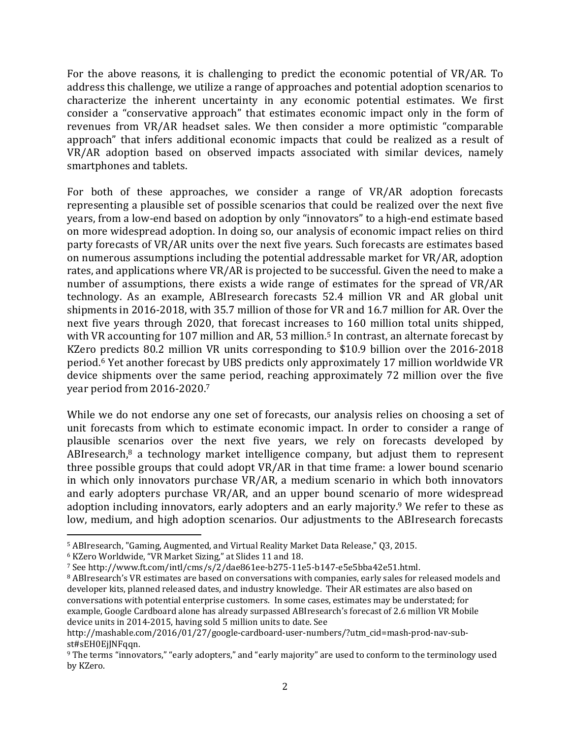For the above reasons, it is challenging to predict the economic potential of VR/AR. To address this challenge, we utilize a range of approaches and potential adoption scenarios to characterize the inherent uncertainty in any economic potential estimates. We first consider a "conservative approach" that estimates economic impact only in the form of revenues from VR/AR headset sales. We then consider a more optimistic "comparable approach" that infers additional economic impacts that could be realized as a result of VR/AR adoption based on observed impacts associated with similar devices, namely smartphones and tablets.

For both of these approaches, we consider a range of VR/AR adoption forecasts representing a plausible set of possible scenarios that could be realized over the next five years, from a low-end based on adoption by only "innovators" to a high-end estimate based on more widespread adoption. In doing so, our analysis of economic impact relies on third party forecasts of VR/AR units over the next five years. Such forecasts are estimates based on numerous assumptions including the potential addressable market for VR/AR, adoption rates, and applications where VR/AR is projected to be successful. Given the need to make a number of assumptions, there exists a wide range of estimates for the spread of VR/AR technology. As an example, ABIresearch forecasts 52.4 million VR and AR global unit shipments in 2016-2018, with 35.7 million of those for VR and 16.7 million for AR. Over the next five years through 2020, that forecast increases to 160 million total units shipped, with VR accounting for 107 million and AR, 53 million.[5] In contrast, an alternate forecast by KZero predicts 80.2 million VR units corresponding to $10.9 billion over the 2016-2018 period.[6] Yet another forecast by UBS predicts only approximately 17 million worldwide VR device shipments over the same period, reaching approximately 72 million over the five year period from 2016-2020.[7]

While we do not endorse any one set of forecasts, our analysis relies on choosing a set of unit forecasts from which to estimate economic impact. In order to consider a range of plausible scenarios over the next five years, we rely on forecasts developed by ABIresearch,[8] a technology market intelligence company, but adjust them to represent three possible groups that could adopt VR/AR in that time frame: a lower bound scenario in which only innovators purchase VR/AR, a medium scenario in which both innovators and early adopters purchase VR/AR, and an upper bound scenario of more widespread adoption including innovators, early adopters and an early majority.[9] We refer to these as low, medium, and high adoption scenarios. Our adjustments to the ABIresearch forecasts

---

[5] ABIresearch, "Gaming, Augmented, and Virtual Reality Market Data Release," Q3, 2015.

[6] KZero Worldwide, "VR Market Sizing," at Slides 11 and 18.

[7] See http://www.ft.com/intl/cms/s/2/dae861ee-b275-11e5-b147-e5e5bba42e51.html.

[8] ABIresearch's VR estimates are based on conversations with companies, early sales for released models and developer kits, planned released dates, and industry knowledge. Their AR estimates are also based on conversations with potential enterprise customers. In some cases, estimates may be understated; for example, Google Cardboard alone has already surpassed ABIresearch's forecast of 2.6 million VR Mobile device units in 2014-2015, having sold 5 million units to date. See http://mashable.com/2016/01/27/google-cardboard-user-numbers/?utm_cid=mash-prod-nav-sub-st#sEH0EjJNFqqn.

[9] The terms "innovators," "early adopters," and "early majority" are used to conform to the terminology used by KZero.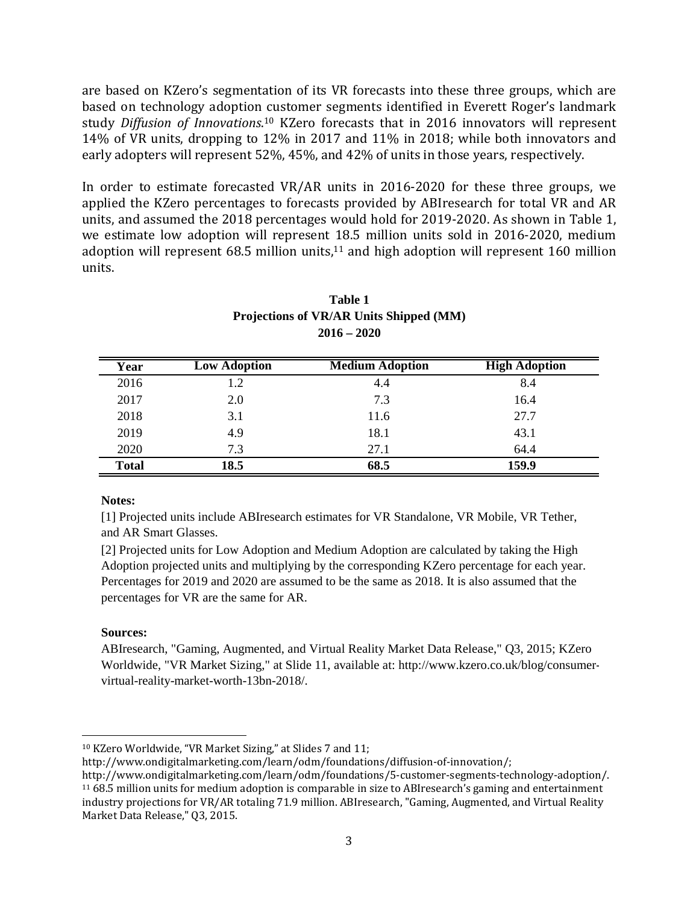are based on KZero's segmentation of its VR forecasts into these three groups, which are based on technology adoption customer segments identified in Everett Roger's landmark study *Diffusion of Innovations*.[10] KZero forecasts that in 2016 innovators will represent 14% of VR units, dropping to 12% in 2017 and 11% in 2018; while both innovators and early adopters will represent 52%, 45%, and 42% of units in those years, respectively.

In order to estimate forecasted VR/AR units in 2016-2020 for these three groups, we applied the KZero percentages to forecasts provided by ABIresearch for total VR and AR units, and assumed the 2018 percentages would hold for 2019-2020. As shown in Table 1, we estimate low adoption will represent 18.5 million units sold in 2016-2020, medium adoption will represent 68.5 million units,[11] and high adoption will represent 160 million units.

**Table 1**
**Projections of VR/AR Units Shipped (MM)**
**2016 – 2020**

| Year | Low Adoption | Medium Adoption | High Adoption |
|---|---|---|---|
| 2016 | 1.2 | 4.4 | 8.4 |
| 2017 | 2.0 | 7.3 | 16.4 |
| 2018 | 3.1 | 11.6 | 27.7 |
| 2019 | 4.9 | 18.1 | 43.1 |
| 2020 | 7.3 | 27.1 | 64.4 |
| **Total** | **18.5** | **68.5** | **159.9** |

**Notes:**

[1] Projected units include ABIresearch estimates for VR Standalone, VR Mobile, VR Tether, and AR Smart Glasses.

[2] Projected units for Low Adoption and Medium Adoption are calculated by taking the High Adoption projected units and multiplying by the corresponding KZero percentage for each year. Percentages for 2019 and 2020 are assumed to be the same as 2018. It is also assumed that the percentages for VR are the same for AR.

**Sources:**

ABIresearch, "Gaming, Augmented, and Virtual Reality Market Data Release," Q3, 2015; KZero Worldwide, "VR Market Sizing," at Slide 11, available at: http://www.kzero.co.uk/blog/consumer-virtual-reality-market-worth-13bn-2018/.

---

[10] KZero Worldwide, "VR Market Sizing," at Slides 7 and 11; http://www.ondigitalmarketing.com/learn/odm/foundations/diffusion-of-innovation/; http://www.ondigitalmarketing.com/learn/odm/foundations/5-customer-segments-technology-adoption/.

[11] 68.5 million units for medium adoption is comparable in size to ABIresearch's gaming and entertainment industry projections for VR/AR totaling 71.9 million. ABIresearch, "Gaming, Augmented, and Virtual Reality Market Data Release," Q3, 2015.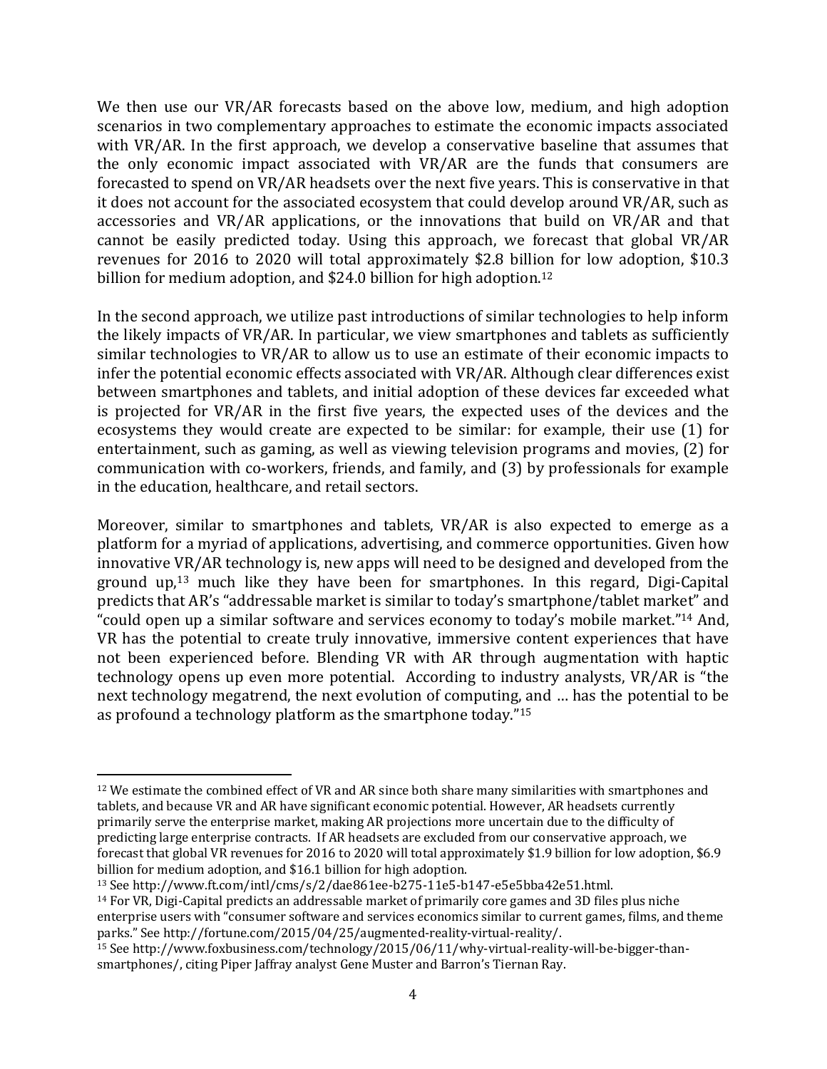We then use our VR/AR forecasts based on the above low, medium, and high adoption scenarios in two complementary approaches to estimate the economic impacts associated with VR/AR. In the first approach, we develop a conservative baseline that assumes that the only economic impact associated with VR/AR are the funds that consumers are forecasted to spend on VR/AR headsets over the next five years. This is conservative in that it does not account for the associated ecosystem that could develop around VR/AR, such as accessories and VR/AR applications, or the innovations that build on VR/AR and that cannot be easily predicted today. Using this approach, we forecast that global VR/AR revenues for 2016 to 2020 will total approximately $2.8 billion for low adoption, $10.3 billion for medium adoption, and $24.0 billion for high adoption.[12]

In the second approach, we utilize past introductions of similar technologies to help inform the likely impacts of VR/AR. In particular, we view smartphones and tablets as sufficiently similar technologies to VR/AR to allow us to use an estimate of their economic impacts to infer the potential economic effects associated with VR/AR. Although clear differences exist between smartphones and tablets, and initial adoption of these devices far exceeded what is projected for VR/AR in the first five years, the expected uses of the devices and the ecosystems they would create are expected to be similar: for example, their use (1) for entertainment, such as gaming, as well as viewing television programs and movies, (2) for communication with co-workers, friends, and family, and (3) by professionals for example in the education, healthcare, and retail sectors.

Moreover, similar to smartphones and tablets, VR/AR is also expected to emerge as a platform for a myriad of applications, advertising, and commerce opportunities. Given how innovative VR/AR technology is, new apps will need to be designed and developed from the ground up,[13] much like they have been for smartphones. In this regard, Digi-Capital predicts that AR's "addressable market is similar to today's smartphone/tablet market" and "could open up a similar software and services economy to today's mobile market."[14] And, VR has the potential to create truly innovative, immersive content experiences that have not been experienced before. Blending VR with AR through augmentation with haptic technology opens up even more potential. According to industry analysts, VR/AR is "the next technology megatrend, the next evolution of computing, and … has the potential to be as profound a technology platform as the smartphone today."[15]

---

[12] We estimate the combined effect of VR and AR since both share many similarities with smartphones and tablets, and because VR and AR have significant economic potential. However, AR headsets currently primarily serve the enterprise market, making AR projections more uncertain due to the difficulty of predicting large enterprise contracts. If AR headsets are excluded from our conservative approach, we forecast that global VR revenues for 2016 to 2020 will total approximately $1.9 billion for low adoption, $6.9 billion for medium adoption, and $16.1 billion for high adoption.

[13] See http://www.ft.com/intl/cms/s/2/dae861ee-b275-11e5-b147-e5e5bba42e51.html.

[14] For VR, Digi-Capital predicts an addressable market of primarily core games and 3D files plus niche enterprise users with "consumer software and services economics similar to current games, films, and theme parks." See http://fortune.com/2015/04/25/augmented-reality-virtual-reality/.

[15] See http://www.foxbusiness.com/technology/2015/06/11/why-virtual-reality-will-be-bigger-than-smartphones/, citing Piper Jaffray analyst Gene Muster and Barron's Tiernan Ray.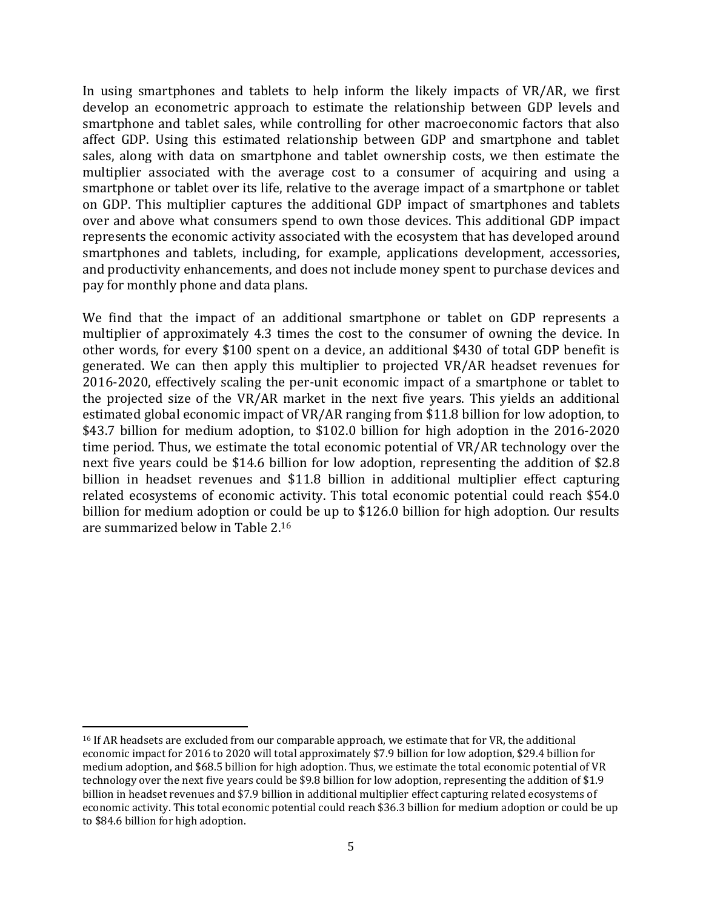In using smartphones and tablets to help inform the likely impacts of VR/AR, we first develop an econometric approach to estimate the relationship between GDP levels and smartphone and tablet sales, while controlling for other macroeconomic factors that also affect GDP. Using this estimated relationship between GDP and smartphone and tablet sales, along with data on smartphone and tablet ownership costs, we then estimate the multiplier associated with the average cost to a consumer of acquiring and using a smartphone or tablet over its life, relative to the average impact of a smartphone or tablet on GDP. This multiplier captures the additional GDP impact of smartphones and tablets over and above what consumers spend to own those devices. This additional GDP impact represents the economic activity associated with the ecosystem that has developed around smartphones and tablets, including, for example, applications development, accessories, and productivity enhancements, and does not include money spent to purchase devices and pay for monthly phone and data plans.

We find that the impact of an additional smartphone or tablet on GDP represents a multiplier of approximately 4.3 times the cost to the consumer of owning the device. In other words, for every $100 spent on a device, an additional $430 of total GDP benefit is generated. We can then apply this multiplier to projected VR/AR headset revenues for 2016-2020, effectively scaling the per-unit economic impact of a smartphone or tablet to the projected size of the VR/AR market in the next five years. This yields an additional estimated global economic impact of VR/AR ranging from $11.8 billion for low adoption, to $43.7 billion for medium adoption, to $102.0 billion for high adoption in the 2016-2020 time period. Thus, we estimate the total economic potential of VR/AR technology over the next five years could be $14.6 billion for low adoption, representing the addition of $2.8 billion in headset revenues and $11.8 billion in additional multiplier effect capturing related ecosystems of economic activity. This total economic potential could reach $54.0 billion for medium adoption or could be up to $126.0 billion for high adoption. Our results are summarized below in Table 2.[16]

[16] If AR headsets are excluded from our comparable approach, we estimate that for VR, the additional economic impact for 2016 to 2020 will total approximately $7.9 billion for low adoption, $29.4 billion for medium adoption, and $68.5 billion for high adoption. Thus, we estimate the total economic potential of VR technology over the next five years could be $9.8 billion for low adoption, representing the addition of $1.9 billion in headset revenues and $7.9 billion in additional multiplier effect capturing related ecosystems of economic activity. This total economic potential could reach $36.3 billion for medium adoption or could be up to $84.6 billion for high adoption.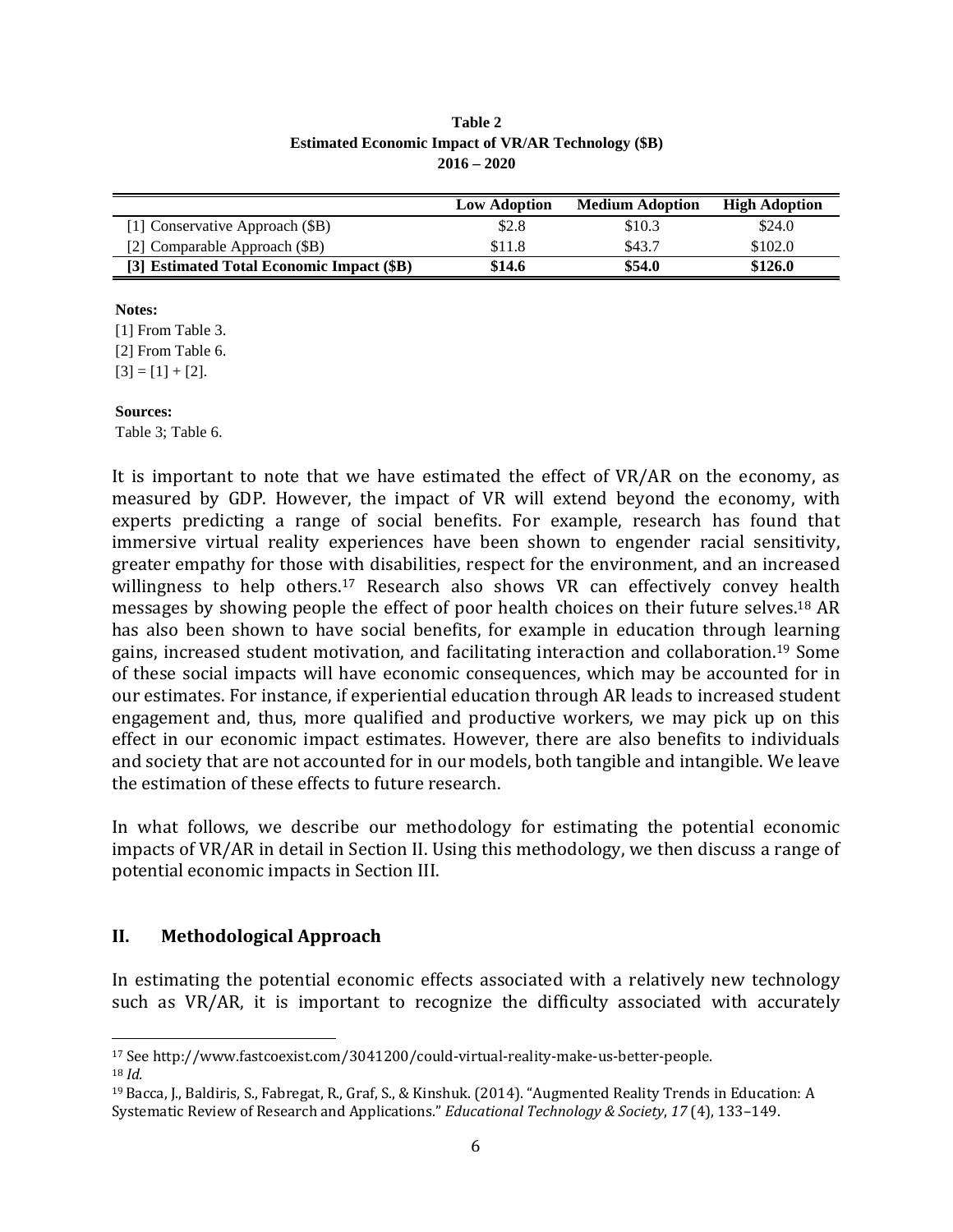**Table 2**
**Estimated Economic Impact of VR/AR Technology ($B)**
**2016 – 2020**

| | Low Adoption | Medium Adoption | High Adoption |
|---|---|---|---|
| [1] Conservative Approach ($B) | $2.8 | $10.3 | $24.0 |
| [2] Comparable Approach ($B) | $11.8 | $43.7 | $102.0 |
| **[3] Estimated Total Economic Impact ($B)** | **$14.6** | **$54.0** | **$126.0** |

**Notes:**
[1] From Table 3.
[2] From Table 6.
[3] = [1] + [2].

**Sources:**
Table 3; Table 6.

It is important to note that we have estimated the effect of VR/AR on the economy, as measured by GDP. However, the impact of VR will extend beyond the economy, with experts predicting a range of social benefits. For example, research has found that immersive virtual reality experiences have been shown to engender racial sensitivity, greater empathy for those with disabilities, respect for the environment, and an increased willingness to help others.[17] Research also shows VR can effectively convey health messages by showing people the effect of poor health choices on their future selves.[18] AR has also been shown to have social benefits, for example in education through learning gains, increased student motivation, and facilitating interaction and collaboration.[19] Some of these social impacts will have economic consequences, which may be accounted for in our estimates. For instance, if experiential education through AR leads to increased student engagement and, thus, more qualified and productive workers, we may pick up on this effect in our economic impact estimates. However, there are also benefits to individuals and society that are not accounted for in our models, both tangible and intangible. We leave the estimation of these effects to future research.

In what follows, we describe our methodology for estimating the potential economic impacts of VR/AR in detail in Section II. Using this methodology, we then discuss a range of potential economic impacts in Section III.

## II. Methodological Approach

In estimating the potential economic effects associated with a relatively new technology such as VR/AR, it is important to recognize the difficulty associated with accurately

---

[17] See http://www.fastcoexist.com/3041200/could-virtual-reality-make-us-better-people.
[18] *Id.*
[19] Bacca, J., Baldiris, S., Fabregat, R., Graf, S., & Kinshuk. (2014). "Augmented Reality Trends in Education: A Systematic Review of Research and Applications." *Educational Technology & Society*, *17* (4), 133–149.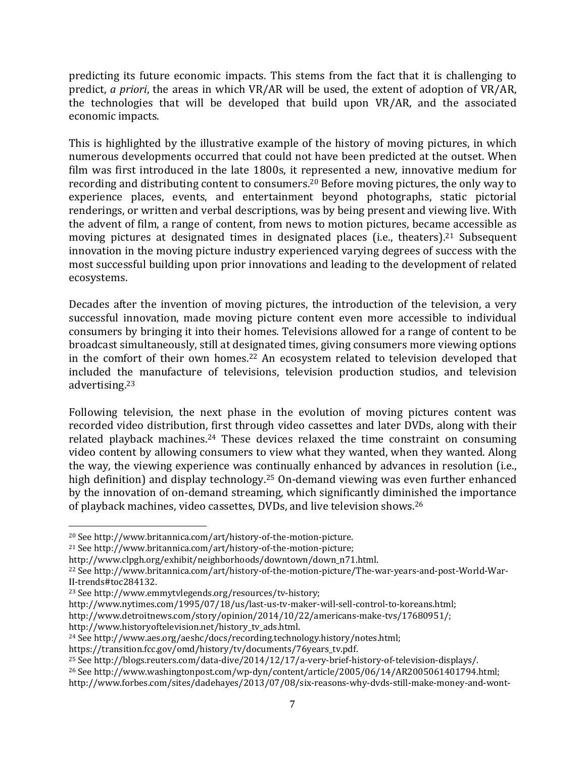predicting its future economic impacts. This stems from the fact that it is challenging to predict, *a priori*, the areas in which VR/AR will be used, the extent of adoption of VR/AR, the technologies that will be developed that build upon VR/AR, and the associated economic impacts.

This is highlighted by the illustrative example of the history of moving pictures, in which numerous developments occurred that could not have been predicted at the outset. When film was first introduced in the late 1800s, it represented a new, innovative medium for recording and distributing content to consumers.[20] Before moving pictures, the only way to experience places, events, and entertainment beyond photographs, static pictorial renderings, or written and verbal descriptions, was by being present and viewing live. With the advent of film, a range of content, from news to motion pictures, became accessible as moving pictures at designated times in designated places (i.e., theaters).[21] Subsequent innovation in the moving picture industry experienced varying degrees of success with the most successful building upon prior innovations and leading to the development of related ecosystems.

Decades after the invention of moving pictures, the introduction of the television, a very successful innovation, made moving picture content even more accessible to individual consumers by bringing it into their homes. Televisions allowed for a range of content to be broadcast simultaneously, still at designated times, giving consumers more viewing options in the comfort of their own homes.[22] An ecosystem related to television developed that included the manufacture of televisions, television production studios, and television advertising.[23]

Following television, the next phase in the evolution of moving pictures content was recorded video distribution, first through video cassettes and later DVDs, along with their related playback machines.[24] These devices relaxed the time constraint on consuming video content by allowing consumers to view what they wanted, when they wanted. Along the way, the viewing experience was continually enhanced by advances in resolution (i.e., high definition) and display technology.[25] On-demand viewing was even further enhanced by the innovation of on-demand streaming, which significantly diminished the importance of playback machines, video cassettes, DVDs, and live television shows.[26]

---

[20] See http://www.britannica.com/art/history-of-the-motion-picture.

[21] See http://www.britannica.com/art/history-of-the-motion-picture; http://www.clpgh.org/exhibit/neighborhoods/downtown/down_n71.html.

[22] See http://www.britannica.com/art/history-of-the-motion-picture/The-war-years-and-post-World-War-II-trends#toc284132.

[23] See http://www.emmytvlegends.org/resources/tv-history; http://www.nytimes.com/1995/07/18/us/last-us-tv-maker-will-sell-control-to-koreans.html; http://www.detroitnews.com/story/opinion/2014/10/22/americans-make-tvs/17680951/; http://www.historyoftelevision.net/history_tv_ads.html.

[24] See http://www.aes.org/aeshc/docs/recording.technology.history/notes.html; https://transition.fcc.gov/omd/history/tv/documents/76years_tv.pdf.

[25] See http://blogs.reuters.com/data-dive/2014/12/17/a-very-brief-history-of-television-displays/.

[26] See http://www.washingtonpost.com/wp-dyn/content/article/2005/06/14/AR2005061401794.html; http://www.forbes.com/sites/dadehayes/2013/07/08/six-reasons-why-dvds-still-make-money-and-wont-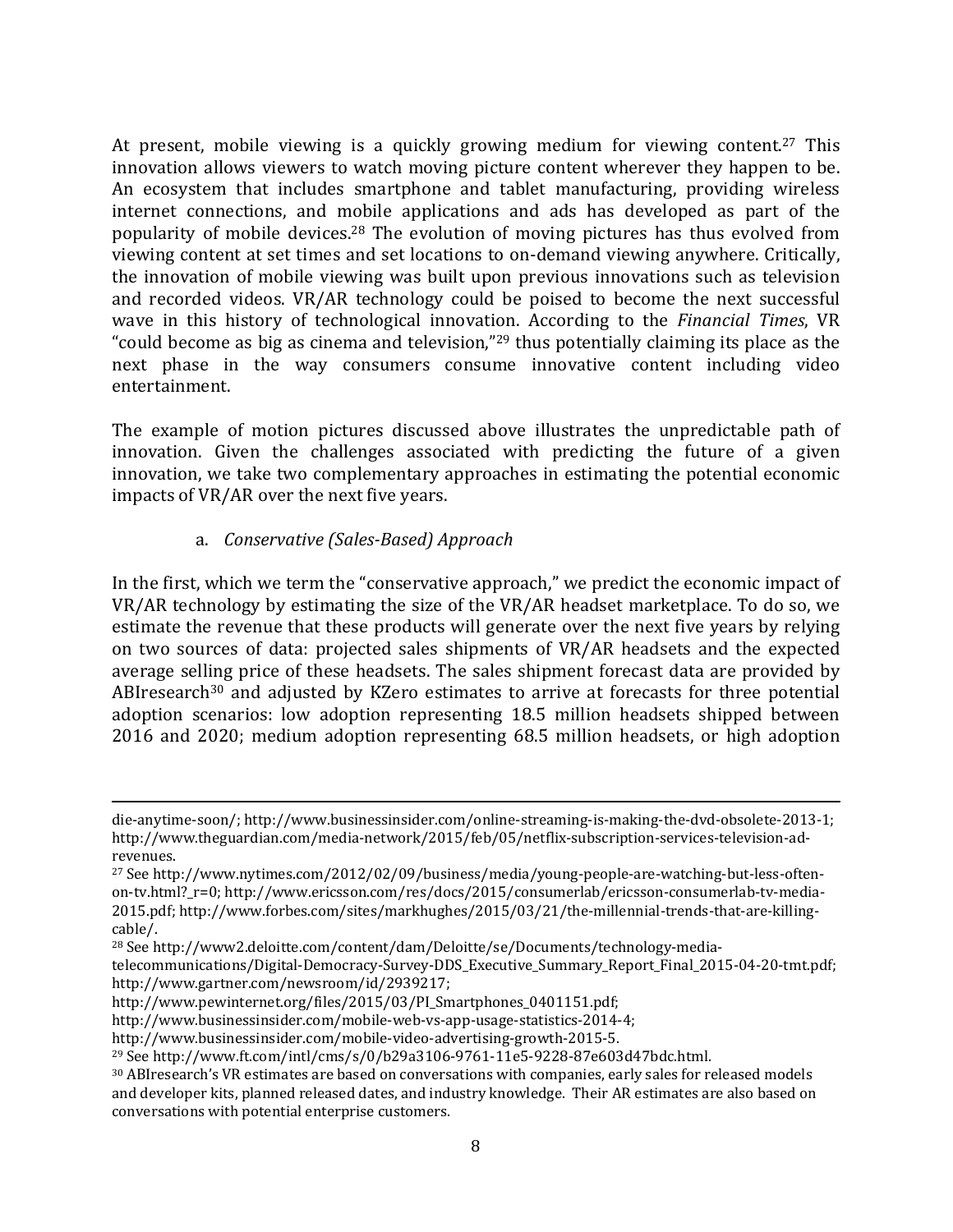At present, mobile viewing is a quickly growing medium for viewing content.[27] This innovation allows viewers to watch moving picture content wherever they happen to be. An ecosystem that includes smartphone and tablet manufacturing, providing wireless internet connections, and mobile applications and ads has developed as part of the popularity of mobile devices.[28] The evolution of moving pictures has thus evolved from viewing content at set times and set locations to on-demand viewing anywhere. Critically, the innovation of mobile viewing was built upon previous innovations such as television and recorded videos. VR/AR technology could be poised to become the next successful wave in this history of technological innovation. According to the *Financial Times*, VR "could become as big as cinema and television,"[29] thus potentially claiming its place as the next phase in the way consumers consume innovative content including video entertainment.

The example of motion pictures discussed above illustrates the unpredictable path of innovation. Given the challenges associated with predicting the future of a given innovation, we take two complementary approaches in estimating the potential economic impacts of VR/AR over the next five years.

a. *Conservative (Sales-Based) Approach*

In the first, which we term the "conservative approach," we predict the economic impact of VR/AR technology by estimating the size of the VR/AR headset marketplace. To do so, we estimate the revenue that these products will generate over the next five years by relying on two sources of data: projected sales shipments of VR/AR headsets and the expected average selling price of these headsets. The sales shipment forecast data are provided by ABIresearch[30] and adjusted by KZero estimates to arrive at forecasts for three potential adoption scenarios: low adoption representing 18.5 million headsets shipped between 2016 and 2020; medium adoption representing 68.5 million headsets, or high adoption

---

die-anytime-soon/; http://www.businessinsider.com/online-streaming-is-making-the-dvd-obsolete-2013-1; http://www.theguardian.com/media-network/2015/feb/05/netflix-subscription-services-television-ad-revenues.

[27] See http://www.nytimes.com/2012/02/09/business/media/young-people-are-watching-but-less-often-on-tv.html?_r=0; http://www.ericsson.com/res/docs/2015/consumerlab/ericsson-consumerlab-tv-media-2015.pdf; http://www.forbes.com/sites/markhughes/2015/03/21/the-millennial-trends-that-are-killing-cable/.

[28] See http://www2.deloitte.com/content/dam/Deloitte/se/Documents/technology-media-telecommunications/Digital-Democracy-Survey-DDS_Executive_Summary_Report_Final_2015-04-20-tmt.pdf; http://www.gartner.com/newsroom/id/2939217; http://www.pewinternet.org/files/2015/03/PI_Smartphones_0401151.pdf; http://www.businessinsider.com/mobile-web-vs-app-usage-statistics-2014-4; http://www.businessinsider.com/mobile-video-advertising-growth-2015-5.

[29] See http://www.ft.com/intl/cms/s/0/b29a3106-9761-11e5-9228-87e603d47bdc.html.

[30] ABIresearch's VR estimates are based on conversations with companies, early sales for released models and developer kits, planned released dates, and industry knowledge. Their AR estimates are also based on conversations with potential enterprise customers.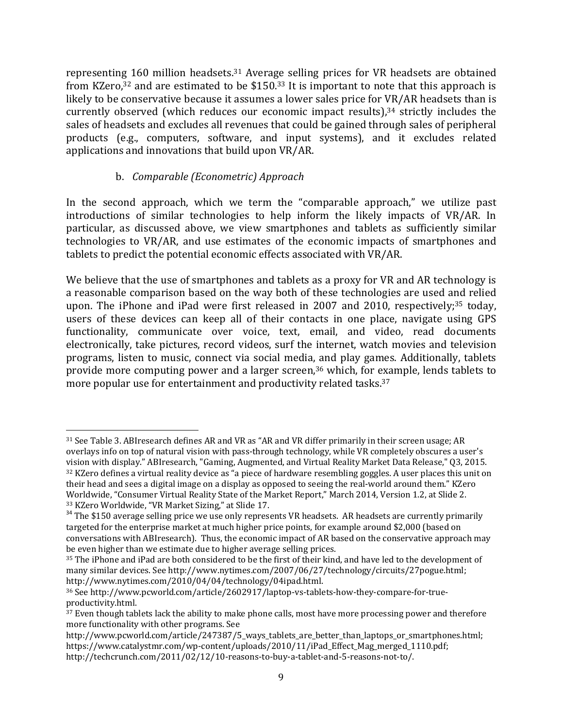representing 160 million headsets.[31] Average selling prices for VR headsets are obtained from KZero,[32] and are estimated to be $150.[33] It is important to note that this approach is likely to be conservative because it assumes a lower sales price for VR/AR headsets than is currently observed (which reduces our economic impact results),[34] strictly includes the sales of headsets and excludes all revenues that could be gained through sales of peripheral products (e.g., computers, software, and input systems), and it excludes related applications and innovations that build upon VR/AR.

### b. *Comparable (Econometric) Approach*

In the second approach, which we term the "comparable approach," we utilize past introductions of similar technologies to help inform the likely impacts of VR/AR. In particular, as discussed above, we view smartphones and tablets as sufficiently similar technologies to VR/AR, and use estimates of the economic impacts of smartphones and tablets to predict the potential economic effects associated with VR/AR.

We believe that the use of smartphones and tablets as a proxy for VR and AR technology is a reasonable comparison based on the way both of these technologies are used and relied upon. The iPhone and iPad were first released in 2007 and 2010, respectively;[35] today, users of these devices can keep all of their contacts in one place, navigate using GPS functionality, communicate over voice, text, email, and video, read documents electronically, take pictures, record videos, surf the internet, watch movies and television programs, listen to music, connect via social media, and play games. Additionally, tablets provide more computing power and a larger screen,[36] which, for example, lends tablets to more popular use for entertainment and productivity related tasks.[37]

---

[31] See Table 3. ABIresearch defines AR and VR as "AR and VR differ primarily in their screen usage; AR overlays info on top of natural vision with pass-through technology, while VR completely obscures a user's vision with display." ABIresearch, "Gaming, Augmented, and Virtual Reality Market Data Release," Q3, 2015.

[32] KZero defines a virtual reality device as "a piece of hardware resembling goggles. A user places this unit on their head and sees a digital image on a display as opposed to seeing the real-world around them." KZero Worldwide, "Consumer Virtual Reality State of the Market Report," March 2014, Version 1.2, at Slide 2.

[33] KZero Worldwide, "VR Market Sizing," at Slide 17.

[34] The $150 average selling price we use only represents VR headsets. AR headsets are currently primarily targeted for the enterprise market at much higher price points, for example around $2,000 (based on conversations with ABIresearch). Thus, the economic impact of AR based on the conservative approach may be even higher than we estimate due to higher average selling prices.

[35] The iPhone and iPad are both considered to be the first of their kind, and have led to the development of many similar devices. See http://www.nytimes.com/2007/06/27/technology/circuits/27pogue.html; http://www.nytimes.com/2010/04/04/technology/04ipad.html.

[36] See http://www.pcworld.com/article/2602917/laptop-vs-tablets-how-they-compare-for-true-productivity.html.

[37] Even though tablets lack the ability to make phone calls, most have more processing power and therefore more functionality with other programs. See http://www.pcworld.com/article/247387/5_ways_tablets_are_better_than_laptops_or_smartphones.html; https://www.catalystmr.com/wp-content/uploads/2010/11/iPad_Effect_Mag_merged_1110.pdf; http://techcrunch.com/2011/02/12/10-reasons-to-buy-a-tablet-and-5-reasons-not-to/.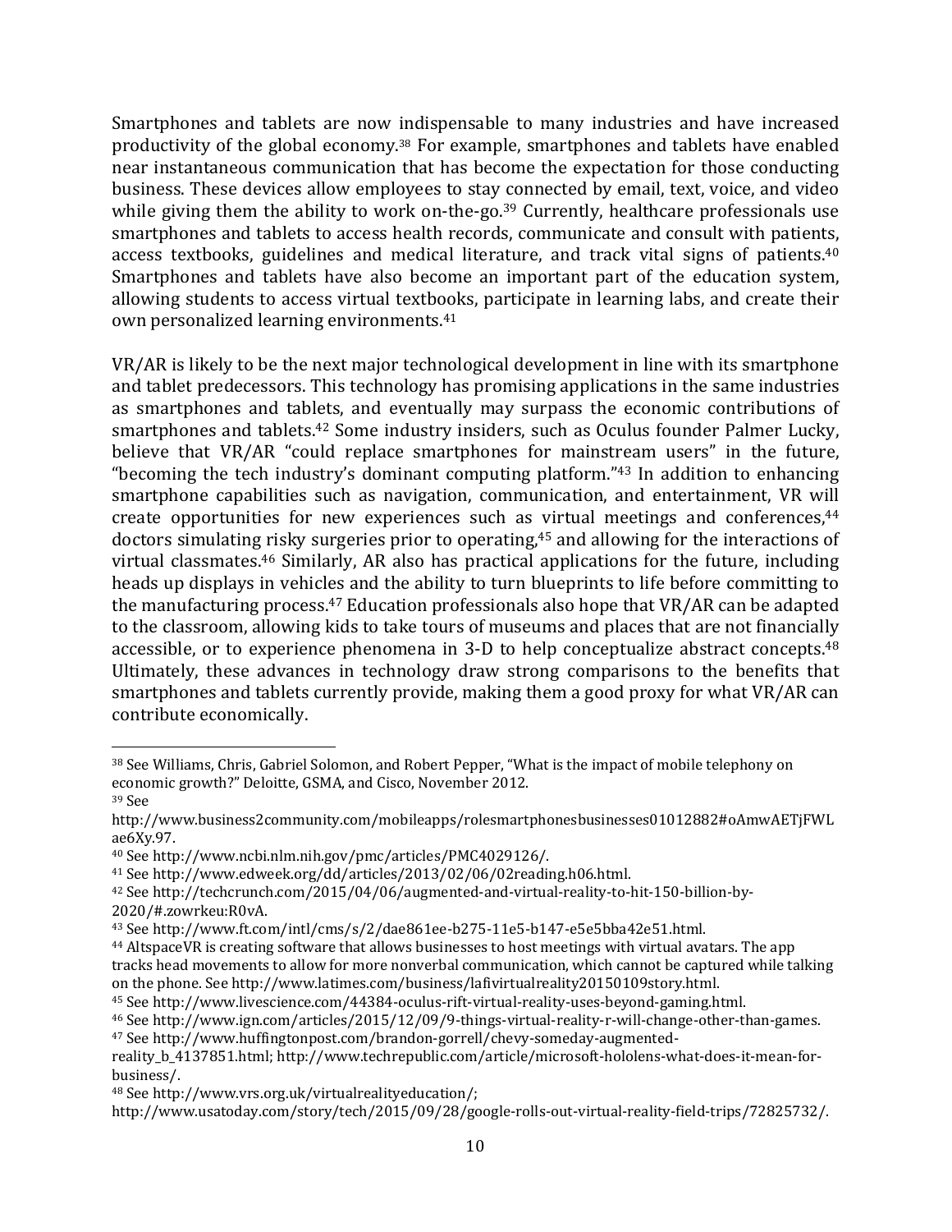Smartphones and tablets are now indispensable to many industries and have increased productivity of the global economy.[38] For example, smartphones and tablets have enabled near instantaneous communication that has become the expectation for those conducting business. These devices allow employees to stay connected by email, text, voice, and video while giving them the ability to work on-the-go.[39] Currently, healthcare professionals use smartphones and tablets to access health records, communicate and consult with patients, access textbooks, guidelines and medical literature, and track vital signs of patients.[40] Smartphones and tablets have also become an important part of the education system, allowing students to access virtual textbooks, participate in learning labs, and create their own personalized learning environments.[41]

VR/AR is likely to be the next major technological development in line with its smartphone and tablet predecessors. This technology has promising applications in the same industries as smartphones and tablets, and eventually may surpass the economic contributions of smartphones and tablets.[42] Some industry insiders, such as Oculus founder Palmer Lucky, believe that VR/AR "could replace smartphones for mainstream users" in the future, "becoming the tech industry's dominant computing platform."[43] In addition to enhancing smartphone capabilities such as navigation, communication, and entertainment, VR will create opportunities for new experiences such as virtual meetings and conferences,[44] doctors simulating risky surgeries prior to operating,[45] and allowing for the interactions of virtual classmates.[46] Similarly, AR also has practical applications for the future, including heads up displays in vehicles and the ability to turn blueprints to life before committing to the manufacturing process.[47] Education professionals also hope that VR/AR can be adapted to the classroom, allowing kids to take tours of museums and places that are not financially accessible, or to experience phenomena in 3-D to help conceptualize abstract concepts.[48] Ultimately, these advances in technology draw strong comparisons to the benefits that smartphones and tablets currently provide, making them a good proxy for what VR/AR can contribute economically.

---

[38] See Williams, Chris, Gabriel Solomon, and Robert Pepper, "What is the impact of mobile telephony on economic growth?" Deloitte, GSMA, and Cisco, November 2012.

[39] See http://www.business2community.com/mobileapps/rolesmartphonesbusinesses01012882#oAmwAETjFWLae6Xy.97.

[40] See http://www.ncbi.nlm.nih.gov/pmc/articles/PMC4029126/.

[41] See http://www.edweek.org/dd/articles/2013/02/06/02reading.h06.html.

[42] See http://techcrunch.com/2015/04/06/augmented-and-virtual-reality-to-hit-150-billion-by-2020/#.zowrkeu:R0vA.

[43] See http://www.ft.com/intl/cms/s/2/dae861ee-b275-11e5-b147-e5e5bba42e51.html.

[44] AltspaceVR is creating software that allows businesses to host meetings with virtual avatars. The app tracks head movements to allow for more nonverbal communication, which cannot be captured while talking on the phone. See http://www.latimes.com/business/lafivirtualreality20150109story.html.

[45] See http://www.livescience.com/44384-oculus-rift-virtual-reality-uses-beyond-gaming.html.

[46] See http://www.ign.com/articles/2015/12/09/9-things-virtual-reality-r-will-change-other-than-games.

[47] See http://www.huffingtonpost.com/brandon-gorrell/chevy-someday-augmented-reality_b_4137851.html; http://www.techrepublic.com/article/microsoft-hololens-what-does-it-mean-for-business/.

[48] See http://www.vrs.org.uk/virtualrealityeducation/; http://www.usatoday.com/story/tech/2015/09/28/google-rolls-out-virtual-reality-field-trips/72825732/.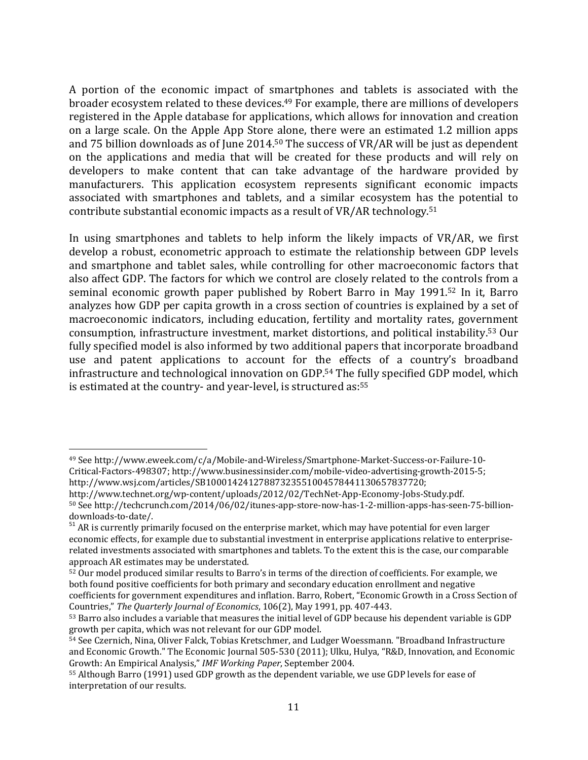A portion of the economic impact of smartphones and tablets is associated with the broader ecosystem related to these devices.[49] For example, there are millions of developers registered in the Apple database for applications, which allows for innovation and creation on a large scale. On the Apple App Store alone, there were an estimated 1.2 million apps and 75 billion downloads as of June 2014.[50] The success of VR/AR will be just as dependent on the applications and media that will be created for these products and will rely on developers to make content that can take advantage of the hardware provided by manufacturers. This application ecosystem represents significant economic impacts associated with smartphones and tablets, and a similar ecosystem has the potential to contribute substantial economic impacts as a result of VR/AR technology.[51]

In using smartphones and tablets to help inform the likely impacts of VR/AR, we first develop a robust, econometric approach to estimate the relationship between GDP levels and smartphone and tablet sales, while controlling for other macroeconomic factors that also affect GDP. The factors for which we control are closely related to the controls from a seminal economic growth paper published by Robert Barro in May 1991.[52] In it, Barro analyzes how GDP per capita growth in a cross section of countries is explained by a set of macroeconomic indicators, including education, fertility and mortality rates, government consumption, infrastructure investment, market distortions, and political instability.[53] Our fully specified model is also informed by two additional papers that incorporate broadband use and patent applications to account for the effects of a country's broadband infrastructure and technological innovation on GDP.[54] The fully specified GDP model, which is estimated at the country- and year-level, is structured as:[55]

---

[49] See http://www.eweek.com/c/a/Mobile-and-Wireless/Smartphone-Market-Success-or-Failure-10-Critical-Factors-498307; http://www.businessinsider.com/mobile-video-advertising-growth-2015-5; http://www.wsj.com/articles/SB10001424127887323551004578441130657837720; http://www.technet.org/wp-content/uploads/2012/02/TechNet-App-Economy-Jobs-Study.pdf.

[50] See http://techcrunch.com/2014/06/02/itunes-app-store-now-has-1-2-million-apps-has-seen-75-billion-downloads-to-date/.

[51] AR is currently primarily focused on the enterprise market, which may have potential for even larger economic effects, for example due to substantial investment in enterprise applications relative to enterprise-related investments associated with smartphones and tablets. To the extent this is the case, our comparable approach AR estimates may be understated.

[52] Our model produced similar results to Barro's in terms of the direction of coefficients. For example, we both found positive coefficients for both primary and secondary education enrollment and negative coefficients for government expenditures and inflation. Barro, Robert, "Economic Growth in a Cross Section of Countries," *The Quarterly Journal of Economics*, 106(2), May 1991, pp. 407-443.

[53] Barro also includes a variable that measures the initial level of GDP because his dependent variable is GDP growth per capita, which was not relevant for our GDP model.

[54] See Czernich, Nina, Oliver Falck, Tobias Kretschmer, and Ludger Woessmann. "Broadband Infrastructure and Economic Growth." The Economic Journal 505-530 (2011); Ulku, Hulya, "R&D, Innovation, and Economic Growth: An Empirical Analysis," *IMF Working Paper*, September 2004.

[55] Although Barro (1991) used GDP growth as the dependent variable, we use GDP levels for ease of interpretation of our results.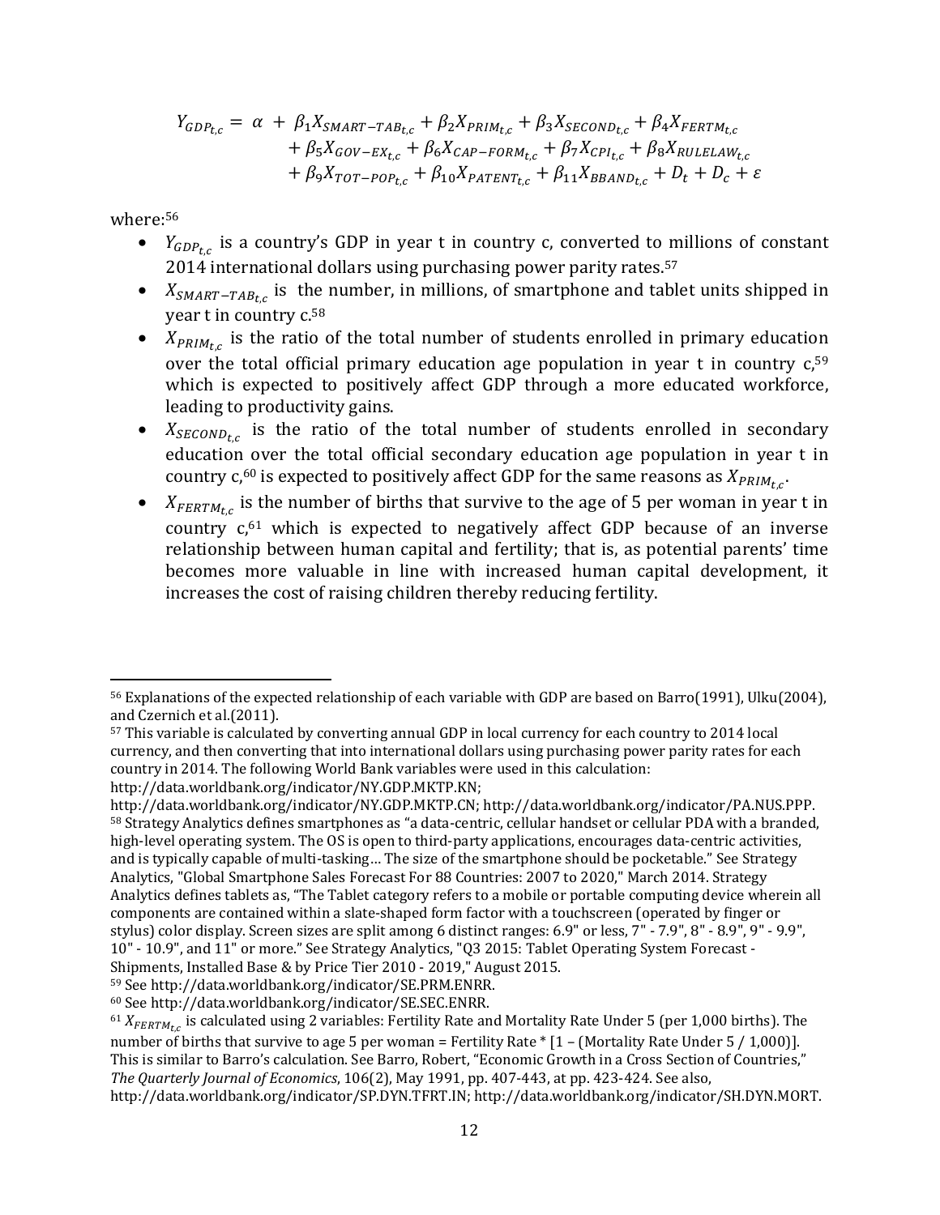$$
\begin{aligned}
Y_{GDP_{t,c}} = \ \alpha \ + \ & \beta_1 X_{SMART-TAB_{t,c}} + \beta_2 X_{PRIM_{t,c}} + \beta_3 X_{SECOND_{t,c}} + \beta_4 X_{FERTM_{t,c}} \\
& + \beta_5 X_{GOV-EX_{t,c}} + \beta_6 X_{CAP-FORM_{t,c}} + \beta_7 X_{CPI_{t,c}} + \beta_8 X_{RULELAW_{t,c}} \\
& + \beta_9 X_{TOT-POP_{t,c}} + \beta_{10} X_{PATENT_{t,c}} + \beta_{11} X_{BBAND_{t,c}} + D_t + D_c + \varepsilon
\end{aligned}
$$

where:[56]

- $Y_{GDP_{t,c}}$ is a country's GDP in year t in country c, converted to millions of constant 2014 international dollars using purchasing power parity rates.[57]
- $X_{SMART-TAB_{t,c}}$ is the number, in millions, of smartphone and tablet units shipped in year t in country c.[58]
- $X_{PRIM_{t,c}}$ is the ratio of the total number of students enrolled in primary education over the total official primary education age population in year t in country c,[59] which is expected to positively affect GDP through a more educated workforce, leading to productivity gains.
- $X_{SECOND_{t,c}}$ is the ratio of the total number of students enrolled in secondary education over the total official secondary education age population in year t in country c,[60] is expected to positively affect GDP for the same reasons as $X_{PRIM_{t,c}}$.
- $X_{FERTM_{t,c}}$ is the number of births that survive to the age of 5 per woman in year t in country c,[61] which is expected to negatively affect GDP because of an inverse relationship between human capital and fertility; that is, as potential parents' time becomes more valuable in line with increased human capital development, it increases the cost of raising children thereby reducing fertility.

---

[56] Explanations of the expected relationship of each variable with GDP are based on Barro(1991), Ulku(2004), and Czernich et al.(2011).

[57] This variable is calculated by converting annual GDP in local currency for each country to 2014 local currency, and then converting that into international dollars using purchasing power parity rates for each country in 2014. The following World Bank variables were used in this calculation: http://data.worldbank.org/indicator/NY.GDP.MKTP.KN; http://data.worldbank.org/indicator/NY.GDP.MKTP.CN; http://data.worldbank.org/indicator/PA.NUS.PPP.

[58] Strategy Analytics defines smartphones as "a data-centric, cellular handset or cellular PDA with a branded, high-level operating system. The OS is open to third-party applications, encourages data-centric activities, and is typically capable of multi-tasking… The size of the smartphone should be pocketable." See Strategy Analytics, "Global Smartphone Sales Forecast For 88 Countries: 2007 to 2020," March 2014. Strategy Analytics defines tablets as, "The Tablet category refers to a mobile or portable computing device wherein all components are contained within a slate-shaped form factor with a touchscreen (operated by finger or stylus) color display. Screen sizes are split among 6 distinct ranges: 6.9" or less, 7" - 7.9", 8" - 8.9", 9" - 9.9", 10" - 10.9", and 11" or more." See Strategy Analytics, "Q3 2015: Tablet Operating System Forecast - Shipments, Installed Base & by Price Tier 2010 - 2019," August 2015.

[59] See http://data.worldbank.org/indicator/SE.PRM.ENRR.

[60] See http://data.worldbank.org/indicator/SE.SEC.ENRR.

[61] $X_{FERTM_{t,c}}$ is calculated using 2 variables: Fertility Rate and Mortality Rate Under 5 (per 1,000 births). The number of births that survive to age 5 per woman = Fertility Rate * [1 – (Mortality Rate Under 5 / 1,000)]. This is similar to Barro's calculation. See Barro, Robert, "Economic Growth in a Cross Section of Countries," *The Quarterly Journal of Economics*, 106(2), May 1991, pp. 407-443, at pp. 423-424. See also, http://data.worldbank.org/indicator/SP.DYN.TFRT.IN; http://data.worldbank.org/indicator/SH.DYN.MORT.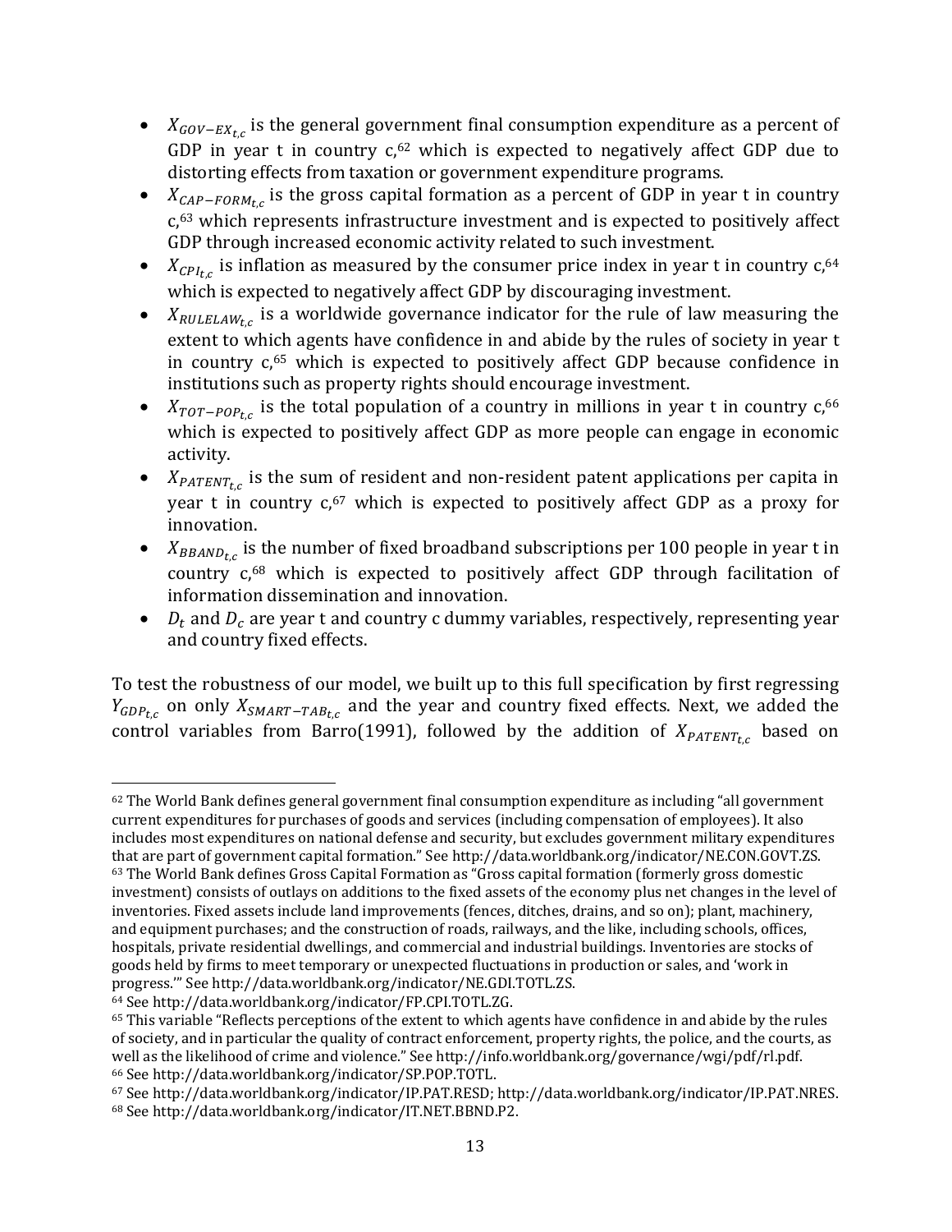- $X_{GOV-EX_{t,c}}$ is the general government final consumption expenditure as a percent of GDP in year t in country c,[62] which is expected to negatively affect GDP due to distorting effects from taxation or government expenditure programs.
- $X_{CAP-FORM_{t,c}}$ is the gross capital formation as a percent of GDP in year t in country c,[63] which represents infrastructure investment and is expected to positively affect GDP through increased economic activity related to such investment.
- $X_{CPI_{t,c}}$ is inflation as measured by the consumer price index in year t in country c,[64] which is expected to negatively affect GDP by discouraging investment.
- $X_{RULELAW_{t,c}}$ is a worldwide governance indicator for the rule of law measuring the extent to which agents have confidence in and abide by the rules of society in year t in country c,[65] which is expected to positively affect GDP because confidence in institutions such as property rights should encourage investment.
- $X_{TOT-POP_{t,c}}$ is the total population of a country in millions in year t in country c,[66] which is expected to positively affect GDP as more people can engage in economic activity.
- $X_{PATENT_{t,c}}$ is the sum of resident and non-resident patent applications per capita in year t in country c,[67] which is expected to positively affect GDP as a proxy for innovation.
- $X_{BBAND_{t,c}}$ is the number of fixed broadband subscriptions per 100 people in year t in country c,[68] which is expected to positively affect GDP through facilitation of information dissemination and innovation.
- $D_t$ and $D_c$ are year t and country c dummy variables, respectively, representing year and country fixed effects.

To test the robustness of our model, we built up to this full specification by first regressing $Y_{GDP_{t,c}}$ on only $X_{SMART-TAB_{t,c}}$ and the year and country fixed effects. Next, we added the control variables from Barro(1991), followed by the addition of $X_{PATENT_{t,c}}$ based on

---

[62] The World Bank defines general government final consumption expenditure as including "all government current expenditures for purchases of goods and services (including compensation of employees). It also includes most expenditures on national defense and security, but excludes government military expenditures that are part of government capital formation." See http://data.worldbank.org/indicator/NE.CON.GOVT.ZS.

[63] The World Bank defines Gross Capital Formation as "Gross capital formation (formerly gross domestic investment) consists of outlays on additions to the fixed assets of the economy plus net changes in the level of inventories. Fixed assets include land improvements (fences, ditches, drains, and so on); plant, machinery, and equipment purchases; and the construction of roads, railways, and the like, including schools, offices, hospitals, private residential dwellings, and commercial and industrial buildings. Inventories are stocks of goods held by firms to meet temporary or unexpected fluctuations in production or sales, and 'work in progress.'" See http://data.worldbank.org/indicator/NE.GDI.TOTL.ZS.

[64] See http://data.worldbank.org/indicator/FP.CPI.TOTL.ZG.

[65] This variable "Reflects perceptions of the extent to which agents have confidence in and abide by the rules of society, and in particular the quality of contract enforcement, property rights, the police, and the courts, as well as the likelihood of crime and violence." See http://info.worldbank.org/governance/wgi/pdf/rl.pdf.

[66] See http://data.worldbank.org/indicator/SP.POP.TOTL.

[67] See http://data.worldbank.org/indicator/IP.PAT.RESD; http://data.worldbank.org/indicator/IP.PAT.NRES.

[68] See http://data.worldbank.org/indicator/IT.NET.BBND.P2.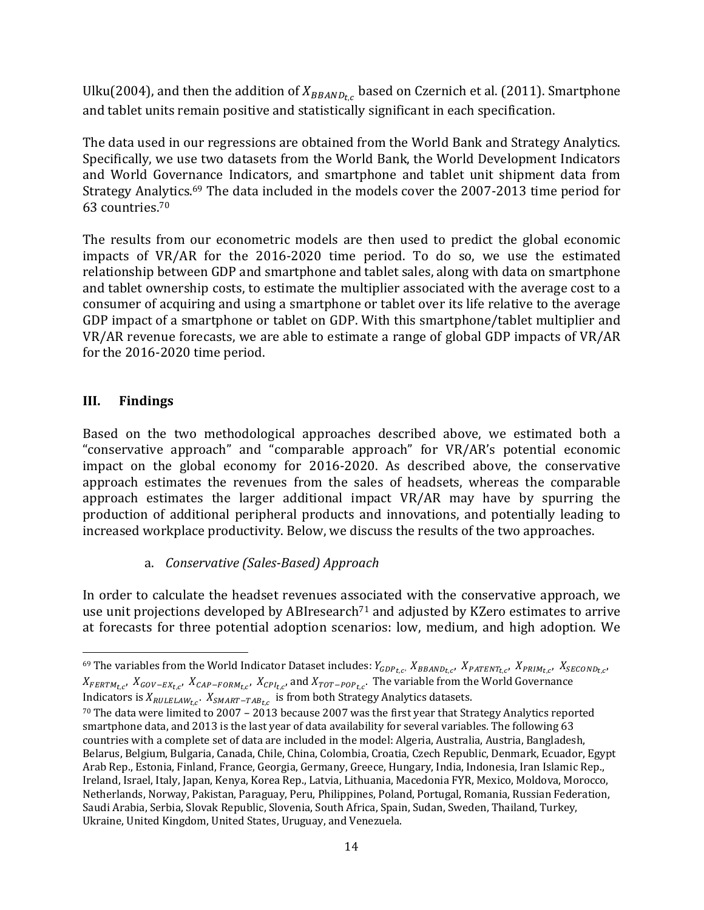Ulku(2004), and then the addition of $X_{BBAND_{t,c}}$ based on Czernich et al. (2011). Smartphone and tablet units remain positive and statistically significant in each specification.

The data used in our regressions are obtained from the World Bank and Strategy Analytics. Specifically, we use two datasets from the World Bank, the World Development Indicators and World Governance Indicators, and smartphone and tablet unit shipment data from Strategy Analytics.[69] The data included in the models cover the 2007-2013 time period for 63 countries.[70]

The results from our econometric models are then used to predict the global economic impacts of VR/AR for the 2016-2020 time period. To do so, we use the estimated relationship between GDP and smartphone and tablet sales, along with data on smartphone and tablet ownership costs, to estimate the multiplier associated with the average cost to a consumer of acquiring and using a smartphone or tablet over its life relative to the average GDP impact of a smartphone or tablet on GDP. With this smartphone/tablet multiplier and VR/AR revenue forecasts, we are able to estimate a range of global GDP impacts of VR/AR for the 2016-2020 time period.

## III. Findings

Based on the two methodological approaches described above, we estimated both a "conservative approach" and "comparable approach" for VR/AR's potential economic impact on the global economy for 2016-2020. As described above, the conservative approach estimates the revenues from the sales of headsets, whereas the comparable approach estimates the larger additional impact VR/AR may have by spurring the production of additional peripheral products and innovations, and potentially leading to increased workplace productivity. Below, we discuss the results of the two approaches.

### a. *Conservative (Sales-Based) Approach*

In order to calculate the headset revenues associated with the conservative approach, we use unit projections developed by ABIresearch[71] and adjusted by KZero estimates to arrive at forecasts for three potential adoption scenarios: low, medium, and high adoption. We

---

[69] The variables from the World Indicator Dataset includes: $Y_{GDP_{t,c}}$, $X_{BBAND_{t,c}}$, $X_{PATENT_{t,c}}$, $X_{PRIM_{t,c}}$, $X_{SECOND_{t,c}}$, $X_{FERTM_{t,c}}$, $X_{GOV-EX_{t,c}}$, $X_{CAP-FORM_{t,c}}$, $X_{CPI_{t,c}}$, and $X_{TOT-POP_{t,c}}$. The variable from the World Governance Indicators is $X_{RULELAW_{t,c}}$. $X_{SMART-TAB_{t,c}}$ is from both Strategy Analytics datasets.

[70] The data were limited to 2007 – 2013 because 2007 was the first year that Strategy Analytics reported smartphone data, and 2013 is the last year of data availability for several variables. The following 63 countries with a complete set of data are included in the model: Algeria, Australia, Austria, Bangladesh, Belarus, Belgium, Bulgaria, Canada, Chile, China, Colombia, Croatia, Czech Republic, Denmark, Ecuador, Egypt Arab Rep., Estonia, Finland, France, Georgia, Germany, Greece, Hungary, India, Indonesia, Iran Islamic Rep., Ireland, Israel, Italy, Japan, Kenya, Korea Rep., Latvia, Lithuania, Macedonia FYR, Mexico, Moldova, Morocco, Netherlands, Norway, Pakistan, Paraguay, Peru, Philippines, Poland, Portugal, Romania, Russian Federation, Saudi Arabia, Serbia, Slovak Republic, Slovenia, South Africa, Spain, Sudan, Sweden, Thailand, Turkey, Ukraine, United Kingdom, United States, Uruguay, and Venezuela.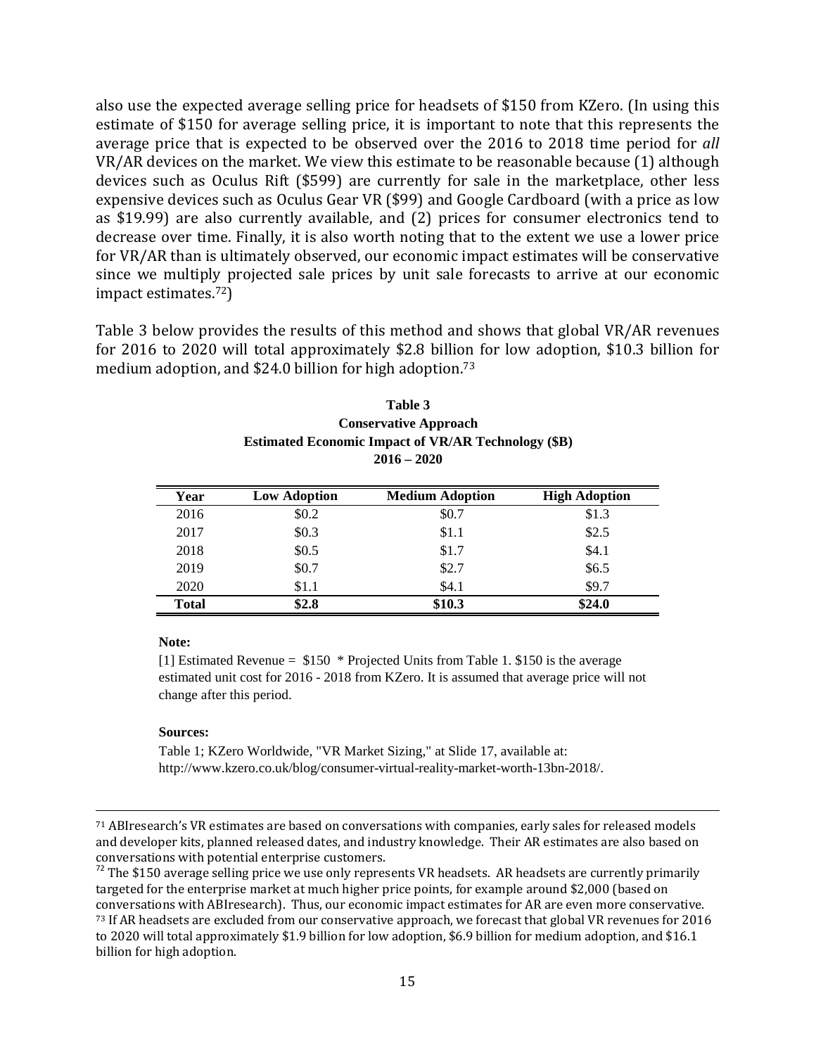also use the expected average selling price for headsets of $150 from KZero. (In using this estimate of $150 for average selling price, it is important to note that this represents the average price that is expected to be observed over the 2016 to 2018 time period for *all* VR/AR devices on the market. We view this estimate to be reasonable because (1) although devices such as Oculus Rift ($599) are currently for sale in the marketplace, other less expensive devices such as Oculus Gear VR ($99) and Google Cardboard (with a price as low as $19.99) are also currently available, and (2) prices for consumer electronics tend to decrease over time. Finally, it is also worth noting that to the extent we use a lower price for VR/AR than is ultimately observed, our economic impact estimates will be conservative since we multiply projected sale prices by unit sale forecasts to arrive at our economic impact estimates.[72])

Table 3 below provides the results of this method and shows that global VR/AR revenues for 2016 to 2020 will total approximately $2.8 billion for low adoption, $10.3 billion for medium adoption, and $24.0 billion for high adoption.[73]

**Table 3**
**Conservative Approach**
**Estimated Economic Impact of VR/AR Technology ($B)**
**2016 – 2020**

| Year | Low Adoption | Medium Adoption | High Adoption |
|---|---|---|---|
| 2016 | $0.2 | $0.7 | $1.3 |
| 2017 | $0.3 | $1.1 | $2.5 |
| 2018 | $0.5 | $1.7 | $4.1 |
| 2019 | $0.7 | $2.7 | $6.5 |
| 2020 | $1.1 | $4.1 | $9.7 |
| **Total** | **$2.8** | **$10.3** | **$24.0** |

**Note:**

[1] Estimated Revenue = $150 * Projected Units from Table 1. $150 is the average estimated unit cost for 2016 - 2018 from KZero. It is assumed that average price will not change after this period.

**Sources:**

Table 1; KZero Worldwide, "VR Market Sizing," at Slide 17, available at: http://www.kzero.co.uk/blog/consumer-virtual-reality-market-worth-13bn-2018/.

---

[71] ABIresearch's VR estimates are based on conversations with companies, early sales for released models and developer kits, planned released dates, and industry knowledge. Their AR estimates are also based on conversations with potential enterprise customers.

[72] The $150 average selling price we use only represents VR headsets. AR headsets are currently primarily targeted for the enterprise market at much higher price points, for example around $2,000 (based on conversations with ABIresearch). Thus, our economic impact estimates for AR are even more conservative.

[73] If AR headsets are excluded from our conservative approach, we forecast that global VR revenues for 2016 to 2020 will total approximately $1.9 billion for low adoption, $6.9 billion for medium adoption, and $16.1 billion for high adoption.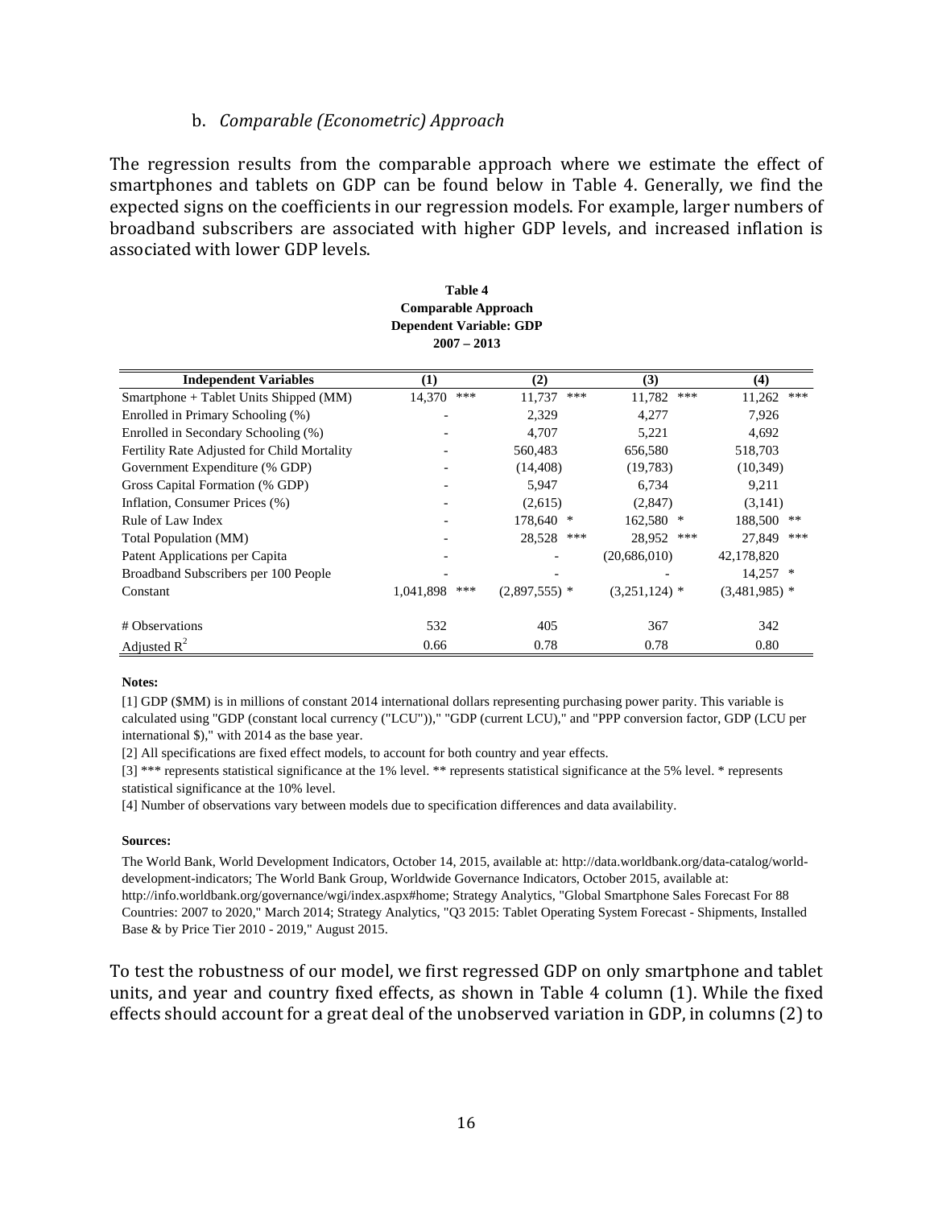### b. *Comparable (Econometric) Approach*

The regression results from the comparable approach where we estimate the effect of smartphones and tablets on GDP can be found below in Table 4. Generally, we find the expected signs on the coefficients in our regression models. For example, larger numbers of broadband subscribers are associated with higher GDP levels, and increased inflation is associated with lower GDP levels.

**Table 4**
**Comparable Approach**
**Dependent Variable: GDP**
**2007 – 2013**

| Independent Variables | (1) | (2) | (3) | (4) |
|---|---|---|---|---|
| Smartphone + Tablet Units Shipped (MM) | 14,370 *** | 11,737 *** | 11,782 *** | 11,262 *** |
| Enrolled in Primary Schooling (%) | - | 2,329 | 4,277 | 7,926 |
| Enrolled in Secondary Schooling (%) | - | 4,707 | 5,221 | 4,692 |
| Fertility Rate Adjusted for Child Mortality | - | 560,483 | 656,580 | 518,703 |
| Government Expenditure (% GDP) | - | (14,408) | (19,783) | (10,349) |
| Gross Capital Formation (% GDP) | - | 5,947 | 6,734 | 9,211 |
| Inflation, Consumer Prices (%) | - | (2,615) | (2,847) | (3,141) |
| Rule of Law Index | - | 178,640 * | 162,580 * | 188,500 ** |
| Total Population (MM) | - | 28,528 *** | 28,952 *** | 27,849 *** |
| Patent Applications per Capita | - | - | (20,686,010) | 42,178,820 |
| Broadband Subscribers per 100 People | - | - | - | 14,257 * |
| Constant | 1,041,898 *** | (2,897,555) * | (3,251,124) * | (3,481,985) * |
| # Observations | 532 | 405 | 367 | 342 |
| Adjusted $R^2$ | 0.66 | 0.78 | 0.78 | 0.80 |

**Notes:**

[1] GDP ($MM) is in millions of constant 2014 international dollars representing purchasing power parity. This variable is calculated using "GDP (constant local currency ("LCU"))," "GDP (current LCU)," and "PPP conversion factor, GDP (LCU per international $)," with 2014 as the base year.

[2] All specifications are fixed effect models, to account for both country and year effects.

[3] *** represents statistical significance at the 1% level. ** represents statistical significance at the 5% level. * represents statistical significance at the 10% level.

[4] Number of observations vary between models due to specification differences and data availability.

**Sources:**

The World Bank, World Development Indicators, October 14, 2015, available at: http://data.worldbank.org/data-catalog/world-development-indicators; The World Bank Group, Worldwide Governance Indicators, October 2015, available at: http://info.worldbank.org/governance/wgi/index.aspx#home; Strategy Analytics, "Global Smartphone Sales Forecast For 88 Countries: 2007 to 2020," March 2014; Strategy Analytics, "Q3 2015: Tablet Operating System Forecast - Shipments, Installed Base & by Price Tier 2010 - 2019," August 2015.

To test the robustness of our model, we first regressed GDP on only smartphone and tablet units, and year and country fixed effects, as shown in Table 4 column (1). While the fixed effects should account for a great deal of the unobserved variation in GDP, in columns (2) to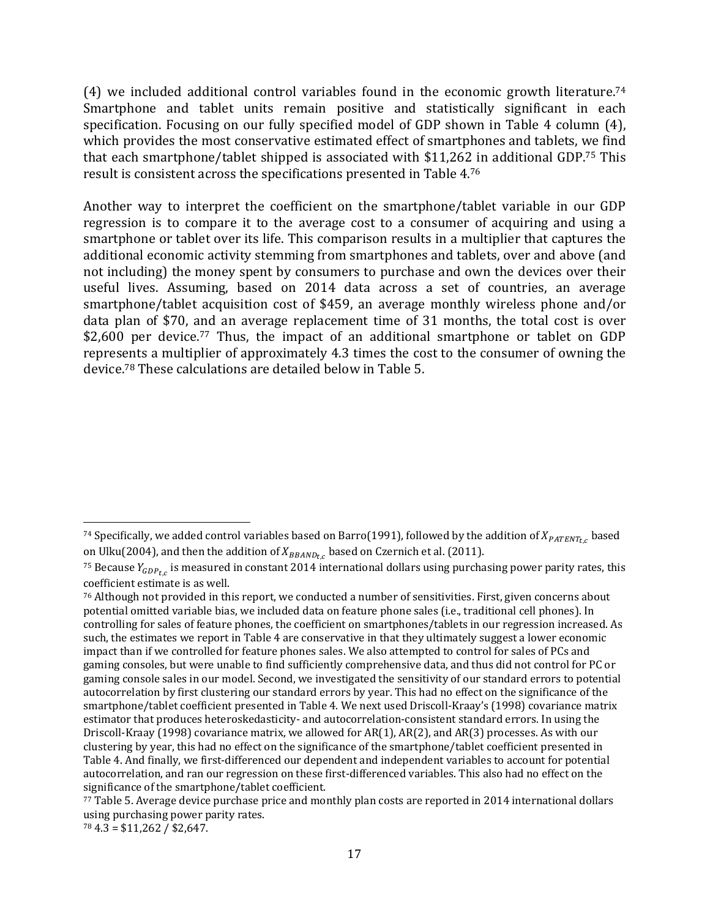(4) we included additional control variables found in the economic growth literature.[74] Smartphone and tablet units remain positive and statistically significant in each specification. Focusing on our fully specified model of GDP shown in Table 4 column (4), which provides the most conservative estimated effect of smartphones and tablets, we find that each smartphone/tablet shipped is associated with $11,262 in additional GDP.[75] This result is consistent across the specifications presented in Table 4.[76]

Another way to interpret the coefficient on the smartphone/tablet variable in our GDP regression is to compare it to the average cost to a consumer of acquiring and using a smartphone or tablet over its life. This comparison results in a multiplier that captures the additional economic activity stemming from smartphones and tablets, over and above (and not including) the money spent by consumers to purchase and own the devices over their useful lives. Assuming, based on 2014 data across a set of countries, an average smartphone/tablet acquisition cost of $459, an average monthly wireless phone and/or data plan of $70, and an average replacement time of 31 months, the total cost is over $2,600 per device.[77] Thus, the impact of an additional smartphone or tablet on GDP represents a multiplier of approximately 4.3 times the cost to the consumer of owning the device.[78] These calculations are detailed below in Table 5.

---

[74] Specifically, we added control variables based on Barro(1991), followed by the addition of $X_{PATENT_{t,c}}$ based on Ulku(2004), and then the addition of $X_{BBAND_{t,c}}$ based on Czernich et al. (2011).

[75] Because $Y_{GDP_{t,c}}$ is measured in constant 2014 international dollars using purchasing power parity rates, this coefficient estimate is as well.

[76] Although not provided in this report, we conducted a number of sensitivities. First, given concerns about potential omitted variable bias, we included data on feature phone sales (i.e., traditional cell phones). In controlling for sales of feature phones, the coefficient on smartphones/tablets in our regression increased. As such, the estimates we report in Table 4 are conservative in that they ultimately suggest a lower economic impact than if we controlled for feature phones sales. We also attempted to control for sales of PCs and gaming consoles, but were unable to find sufficiently comprehensive data, and thus did not control for PC or gaming console sales in our model. Second, we investigated the sensitivity of our standard errors to potential autocorrelation by first clustering our standard errors by year. This had no effect on the significance of the smartphone/tablet coefficient presented in Table 4. We next used Driscoll-Kraay's (1998) covariance matrix estimator that produces heteroskedasticity- and autocorrelation-consistent standard errors. In using the Driscoll-Kraay (1998) covariance matrix, we allowed for AR(1), AR(2), and AR(3) processes. As with our clustering by year, this had no effect on the significance of the smartphone/tablet coefficient presented in Table 4. And finally, we first-differenced our dependent and independent variables to account for potential autocorrelation, and ran our regression on these first-differenced variables. This also had no effect on the significance of the smartphone/tablet coefficient.

[77] Table 5. Average device purchase price and monthly plan costs are reported in 2014 international dollars using purchasing power parity rates.

[78] 4.3 = $11,262 / $2,647.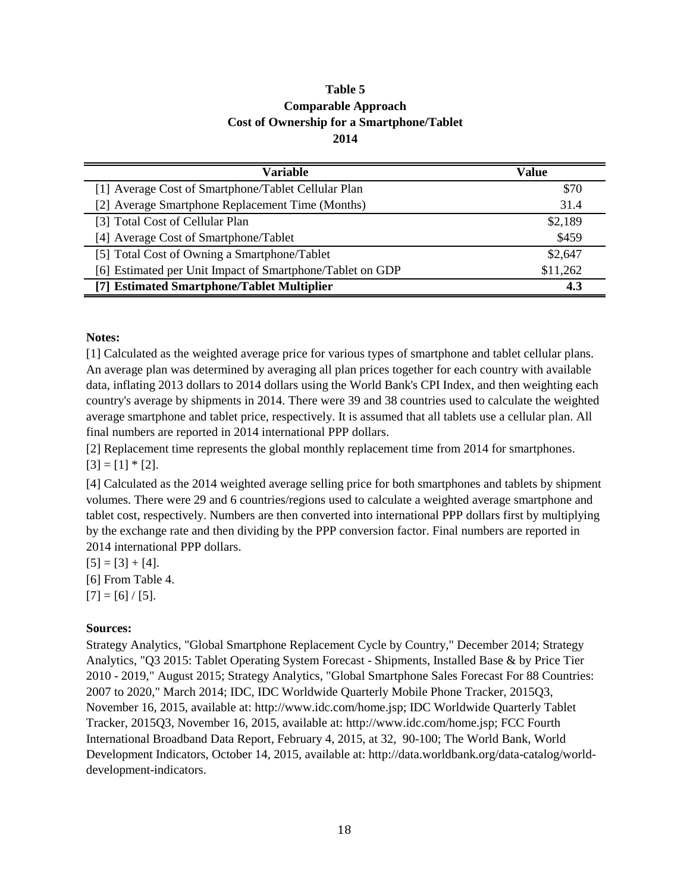**Table 5**
**Comparable Approach**
**Cost of Ownership for a Smartphone/Tablet**
**2014**

| Variable | Value |
|---|---|
| [1] Average Cost of Smartphone/Tablet Cellular Plan | $70 |
| [2] Average Smartphone Replacement Time (Months) | 31.4 |
| [3] Total Cost of Cellular Plan | $2,189 |
| [4] Average Cost of Smartphone/Tablet | $459 |
| [5] Total Cost of Owning a Smartphone/Tablet | $2,647 |
| [6] Estimated per Unit Impact of Smartphone/Tablet on GDP | $11,262 |
| **[7] Estimated Smartphone/Tablet Multiplier** | **4.3** |

**Notes:**

[1] Calculated as the weighted average price for various types of smartphone and tablet cellular plans. An average plan was determined by averaging all plan prices together for each country with available data, inflating 2013 dollars to 2014 dollars using the World Bank's CPI Index, and then weighting each country's average by shipments in 2014. There were 39 and 38 countries used to calculate the weighted average smartphone and tablet price, respectively. It is assumed that all tablets use a cellular plan. All final numbers are reported in 2014 international PPP dollars.

[2] Replacement time represents the global monthly replacement time from 2014 for smartphones.

[3] = [1] * [2].

[4] Calculated as the 2014 weighted average selling price for both smartphones and tablets by shipment volumes. There were 29 and 6 countries/regions used to calculate a weighted average smartphone and tablet cost, respectively. Numbers are then converted into international PPP dollars first by multiplying by the exchange rate and then dividing by the PPP conversion factor. Final numbers are reported in 2014 international PPP dollars.

[5] = [3] + [4].

[6] From Table 4.

[7] = [6] / [5].

**Sources:**

Strategy Analytics, "Global Smartphone Replacement Cycle by Country," December 2014; Strategy Analytics, "Q3 2015: Tablet Operating System Forecast - Shipments, Installed Base & by Price Tier 2010 - 2019," August 2015; Strategy Analytics, "Global Smartphone Sales Forecast For 88 Countries: 2007 to 2020," March 2014; IDC, IDC Worldwide Quarterly Mobile Phone Tracker, 2015Q3, November 16, 2015, available at: http://www.idc.com/home.jsp; IDC Worldwide Quarterly Tablet Tracker, 2015Q3, November 16, 2015, available at: http://www.idc.com/home.jsp; FCC Fourth International Broadband Data Report, February 4, 2015, at 32, 90-100; The World Bank, World Development Indicators, October 14, 2015, available at: http://data.worldbank.org/data-catalog/world-development-indicators.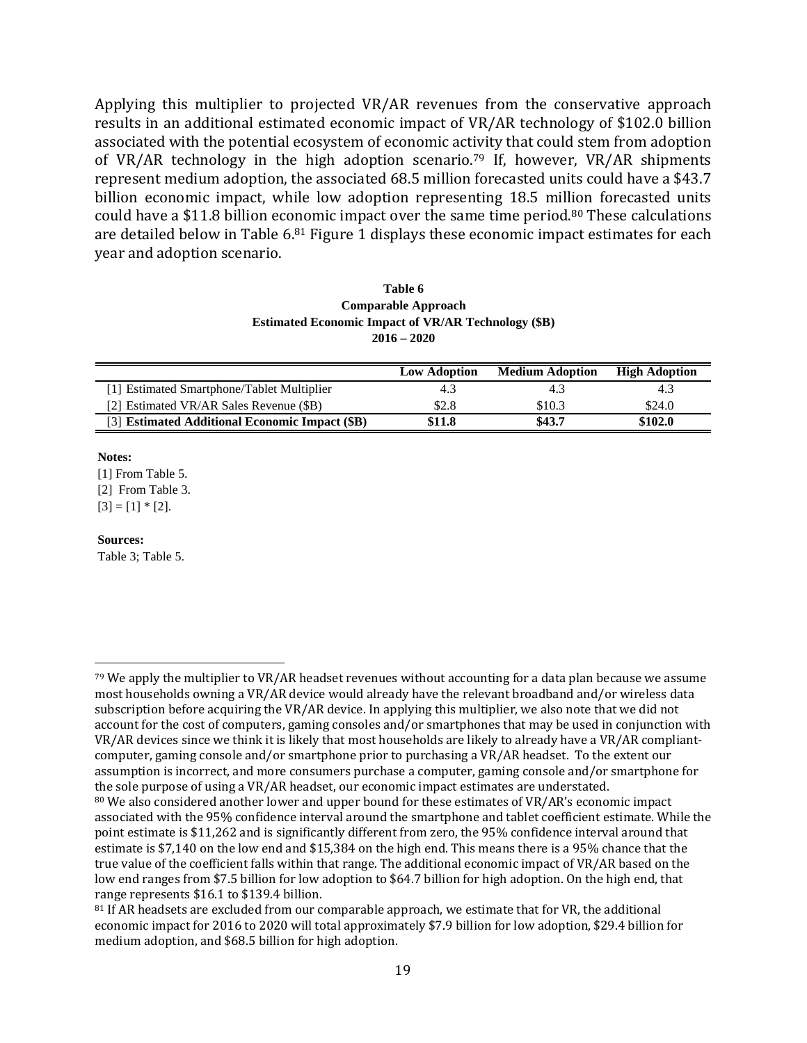Applying this multiplier to projected VR/AR revenues from the conservative approach results in an additional estimated economic impact of VR/AR technology of $102.0 billion associated with the potential ecosystem of economic activity that could stem from adoption of VR/AR technology in the high adoption scenario.[79] If, however, VR/AR shipments represent medium adoption, the associated 68.5 million forecasted units could have a $43.7 billion economic impact, while low adoption representing 18.5 million forecasted units could have a $11.8 billion economic impact over the same time period.[80] These calculations are detailed below in Table 6.[81] Figure 1 displays these economic impact estimates for each year and adoption scenario.

**Table 6**
**Comparable Approach**
**Estimated Economic Impact of VR/AR Technology ($B)**
**2016 – 2020**

| | **Low Adoption** | **Medium Adoption** | **High Adoption** |
|---|---|---|---|
| [1] Estimated Smartphone/Tablet Multiplier | 4.3 | 4.3 | 4.3 |
| [2] Estimated VR/AR Sales Revenue ($B) | $2.8 | $10.3 | $24.0 |
| [3] **Estimated Additional Economic Impact ($B)** | **$11.8** | **$43.7** | **$102.0** |

**Notes:**
[1] From Table 5.
[2] From Table 3.
[3] = [1] * [2].

**Sources:**
Table 3; Table 5.

---

[79] We apply the multiplier to VR/AR headset revenues without accounting for a data plan because we assume most households owning a VR/AR device would already have the relevant broadband and/or wireless data subscription before acquiring the VR/AR device. In applying this multiplier, we also note that we did not account for the cost of computers, gaming consoles and/or smartphones that may be used in conjunction with VR/AR devices since we think it is likely that most households are likely to already have a VR/AR compliant-computer, gaming console and/or smartphone prior to purchasing a VR/AR headset. To the extent our assumption is incorrect, and more consumers purchase a computer, gaming console and/or smartphone for the sole purpose of using a VR/AR headset, our economic impact estimates are understated.

[80] We also considered another lower and upper bound for these estimates of VR/AR's economic impact associated with the 95% confidence interval around the smartphone and tablet coefficient estimate. While the point estimate is $11,262 and is significantly different from zero, the 95% confidence interval around that estimate is $7,140 on the low end and $15,384 on the high end. This means there is a 95% chance that the true value of the coefficient falls within that range. The additional economic impact of VR/AR based on the low end ranges from $7.5 billion for low adoption to $64.7 billion for high adoption. On the high end, that range represents $16.1 to $139.4 billion.

[81] If AR headsets are excluded from our comparable approach, we estimate that for VR, the additional economic impact for 2016 to 2020 will total approximately $7.9 billion for low adoption, $29.4 billion for medium adoption, and $68.5 billion for high adoption.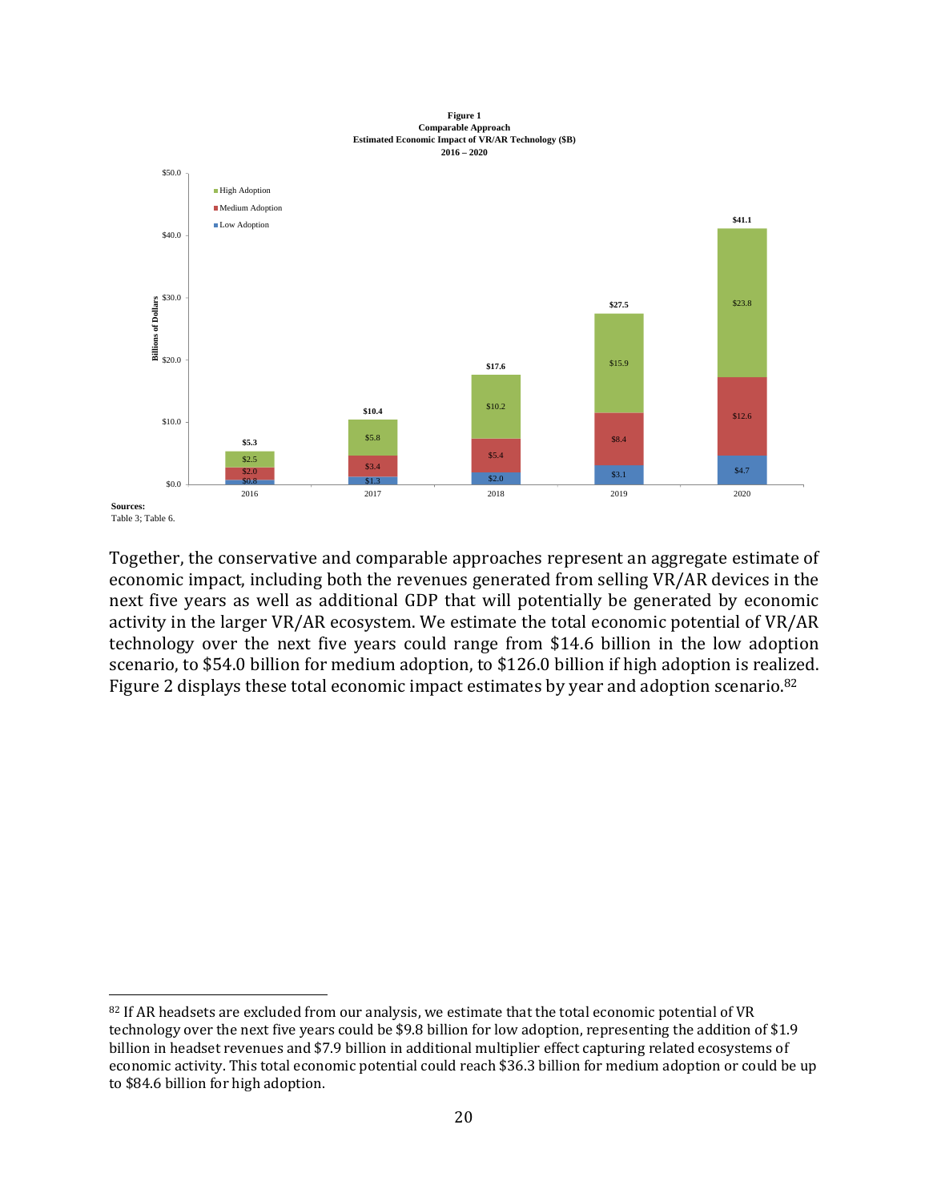**Figure 1**
**Comparable Approach**
**Estimated Economic Impact of VR/AR Technology ($B)**
**2016 – 2020**

| Year | Low Adoption | Medium Adoption | High Adoption | Total |
|---|---|---|---|---|
| 2016 | $0.8 | $2.0 | $2.5 | $5.3 |
| 2017 | $1.3 | $3.4 | $5.8 | $10.4 |
| 2018 | $2.0 | $5.4 | $10.2 | $17.6 |
| 2019 | $3.1 | $8.4 | $15.9 | $27.5 |
| 2020 | $4.7 | $12.6 | $23.8 | $41.1 |

**Sources:**
Table 3; Table 6.

Together, the conservative and comparable approaches represent an aggregate estimate of economic impact, including both the revenues generated from selling VR/AR devices in the next five years as well as additional GDP that will potentially be generated by economic activity in the larger VR/AR ecosystem. We estimate the total economic potential of VR/AR technology over the next five years could range from $14.6 billion in the low adoption scenario, to $54.0 billion for medium adoption, to $126.0 billion if high adoption is realized. Figure 2 displays these total economic impact estimates by year and adoption scenario.[82]

[82] If AR headsets are excluded from our analysis, we estimate that the total economic potential of VR technology over the next five years could be $9.8 billion for low adoption, representing the addition of $1.9 billion in headset revenues and $7.9 billion in additional multiplier effect capturing related ecosystems of economic activity. This total economic potential could reach $36.3 billion for medium adoption or could be up to $84.6 billion for high adoption.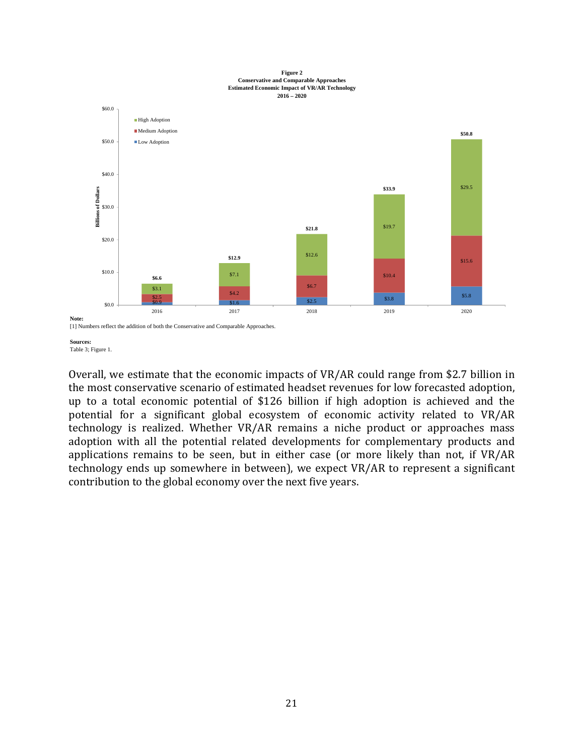**Figure 2**
**Conservative and Comparable Approaches**
**Estimated Economic Impact of VR/AR Technology**
**2016 – 2020**

High Adoption
Medium Adoption
Low Adoption

Billions of Dollars

$60.0
$50.0
$40.0
$30.0
$20.0
$10.0
$0.0

2016: **$6.6** — $3.1, $2.5, $0.9
2017: **$12.9** — $7.1, $4.2, $1.6
2018: **$21.8** — $12.6, $6.7, $2.5
2019: **$33.9** — $19.7, $10.4, $3.8
2020: **$50.8** — $29.5, $15.6, $5.8

**Note:**
[1] Numbers reflect the addition of both the Conservative and Comparable Approaches.

**Sources:**
Table 3; Figure 1.

Overall, we estimate that the economic impacts of VR/AR could range from $2.7 billion in the most conservative scenario of estimated headset revenues for low forecasted adoption, up to a total economic potential of $126 billion if high adoption is achieved and the potential for a significant global ecosystem of economic activity related to VR/AR technology is realized. Whether VR/AR remains a niche product or approaches mass adoption with all the potential related developments for complementary products and applications remains to be seen, but in either case (or more likely than not, if VR/AR technology ends up somewhere in between), we expect VR/AR to represent a significant contribution to the global economy over the next five years.